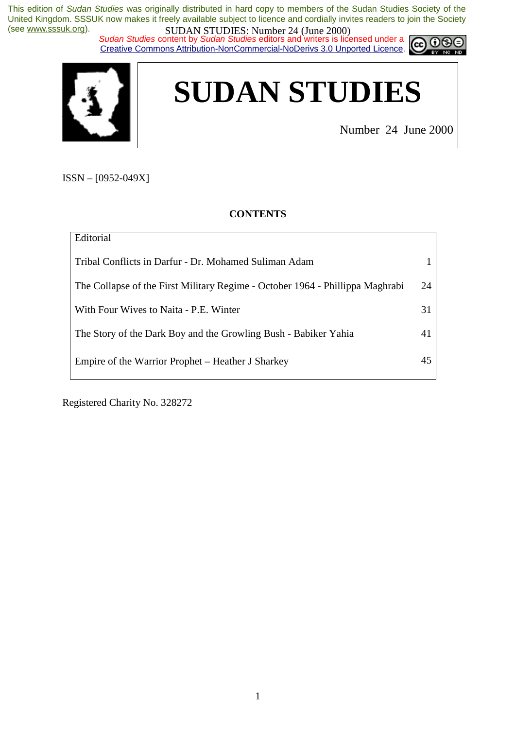This edition of *Sudan Studies* was originally distributed in hard copy to members of the Sudan Studies Society of the United Kingdom. SSSUK now makes it freely available subject to licence and cordially invites readers to join the Society (see www.sssuk.org).

*Sudan Studies* content by *Sudan Studies* editors and writers is licensed under a Creative Commons Attribution-NonCommercial-NoDerivs 3.0 Unported Licence.

# SUDAN STUDIES

Number 24 June 2000

ISSN – [0952-049X]

**CONTENTS**

| | |
|---|---|
| Editorial | |
| Tribal Conflicts in Darfur - Dr. Mohamed Suliman Adam | 1 |
| The Collapse of the First Military Regime - October 1964 - Phillippa Maghrabi | 24 |
| With Four Wives to Naita - P.E. Winter | 31 |
| The Story of the Dark Boy and the Growling Bush - Babiker Yahia | 41 |
| Empire of the Warrior Prophet – Heather J Sharkey | 45 |

Registered Charity No. 328272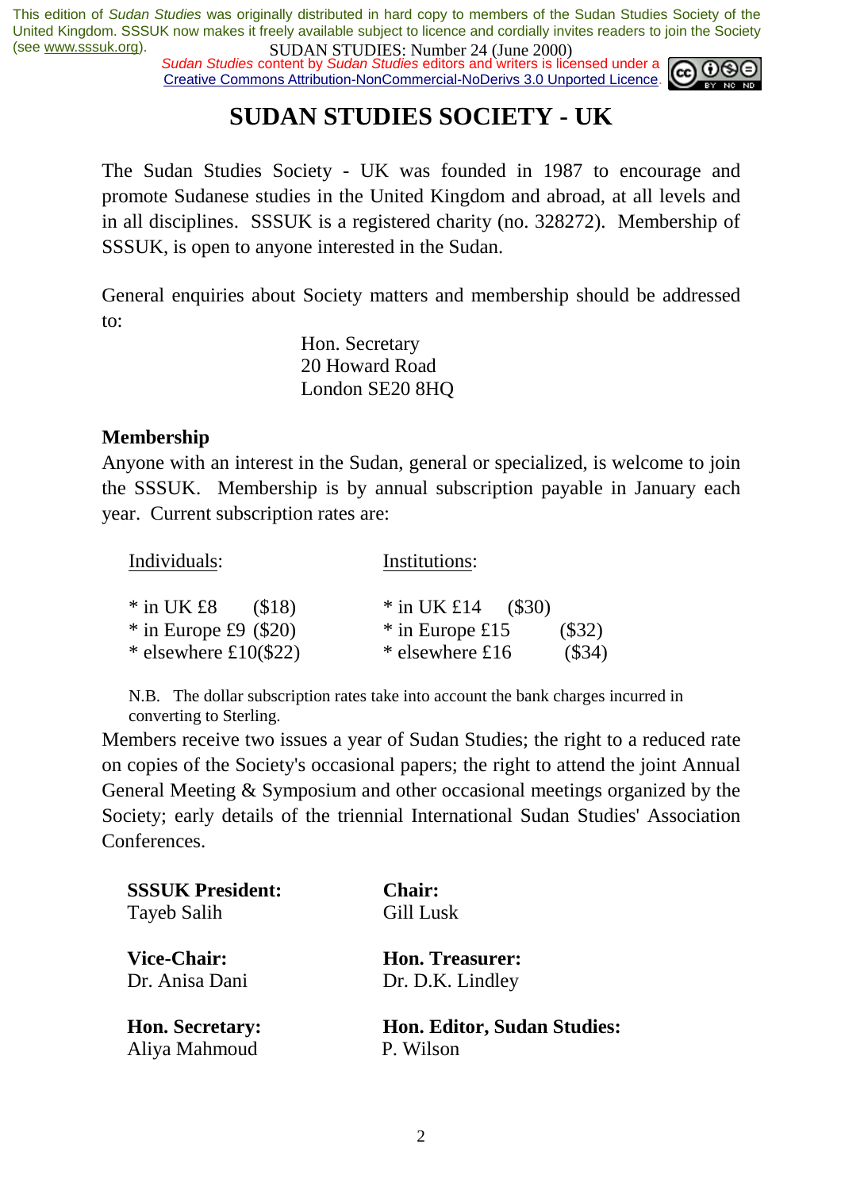# SUDAN STUDIES SOCIETY - UK

The Sudan Studies Society - UK was founded in 1987 to encourage and promote Sudanese studies in the United Kingdom and abroad, at all levels and in all disciplines. SSSUK is a registered charity (no. 328272). Membership of SSSUK, is open to anyone interested in the Sudan.

General enquiries about Society matters and membership should be addressed to:

Hon. Secretary
20 Howard Road
London SE20 8HQ

**Membership**

Anyone with an interest in the Sudan, general or specialized, is welcome to join the SSSUK. Membership is by annual subscription payable in January each year. Current subscription rates are:

| Individuals: | Institutions: |
|---|---|
| * in UK £8 ($18) | * in UK £14 ($30) |
| * in Europe £9 ($20) | * in Europe £15 ($32) |
| * elsewhere £10($22) | * elsewhere £16 ($34) |

N.B. The dollar subscription rates take into account the bank charges incurred in converting to Sterling.

Members receive two issues a year of Sudan Studies; the right to a reduced rate on copies of the Society's occasional papers; the right to attend the joint Annual General Meeting & Symposium and other occasional meetings organized by the Society; early details of the triennial International Sudan Studies' Association Conferences.

**SSSUK President:**
Tayeb Salih

**Chair:**
Gill Lusk

**Vice-Chair:**
Dr. Anisa Dani

**Hon. Treasurer:**
Dr. D.K. Lindley

**Hon. Secretary:**
Aliya Mahmoud

**Hon. Editor, Sudan Studies:**
P. Wilson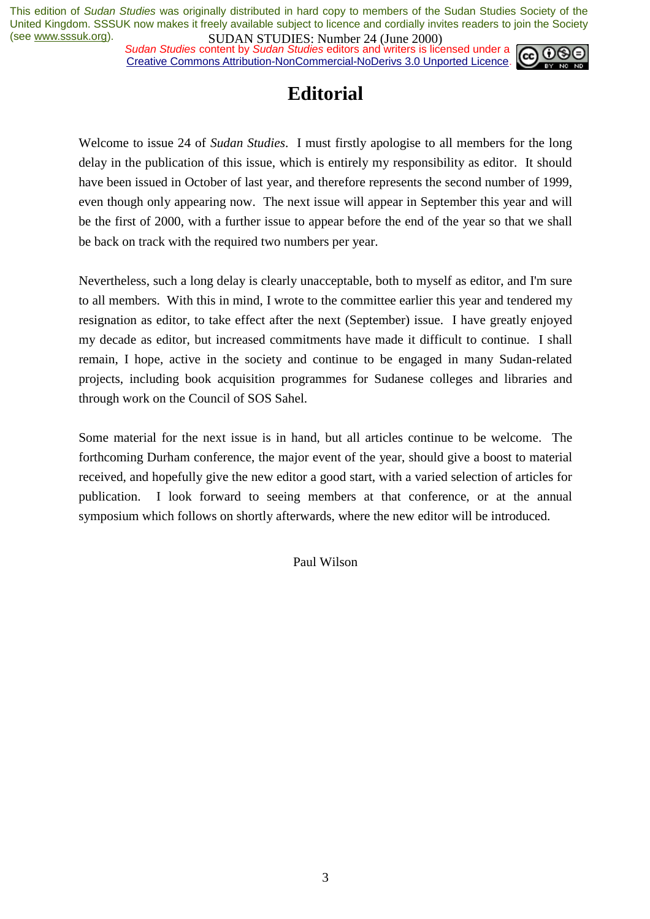# Editorial

Welcome to issue 24 of *Sudan Studies*. I must firstly apologise to all members for the long delay in the publication of this issue, which is entirely my responsibility as editor. It should have been issued in October of last year, and therefore represents the second number of 1999, even though only appearing now. The next issue will appear in September this year and will be the first of 2000, with a further issue to appear before the end of the year so that we shall be back on track with the required two numbers per year.

Nevertheless, such a long delay is clearly unacceptable, both to myself as editor, and I'm sure to all members. With this in mind, I wrote to the committee earlier this year and tendered my resignation as editor, to take effect after the next (September) issue. I have greatly enjoyed my decade as editor, but increased commitments have made it difficult to continue. I shall remain, I hope, active in the society and continue to be engaged in many Sudan-related projects, including book acquisition programmes for Sudanese colleges and libraries and through work on the Council of SOS Sahel.

Some material for the next issue is in hand, but all articles continue to be welcome. The forthcoming Durham conference, the major event of the year, should give a boost to material received, and hopefully give the new editor a good start, with a varied selection of articles for publication. I look forward to seeing members at that conference, or at the annual symposium which follows on shortly afterwards, where the new editor will be introduced.

Paul Wilson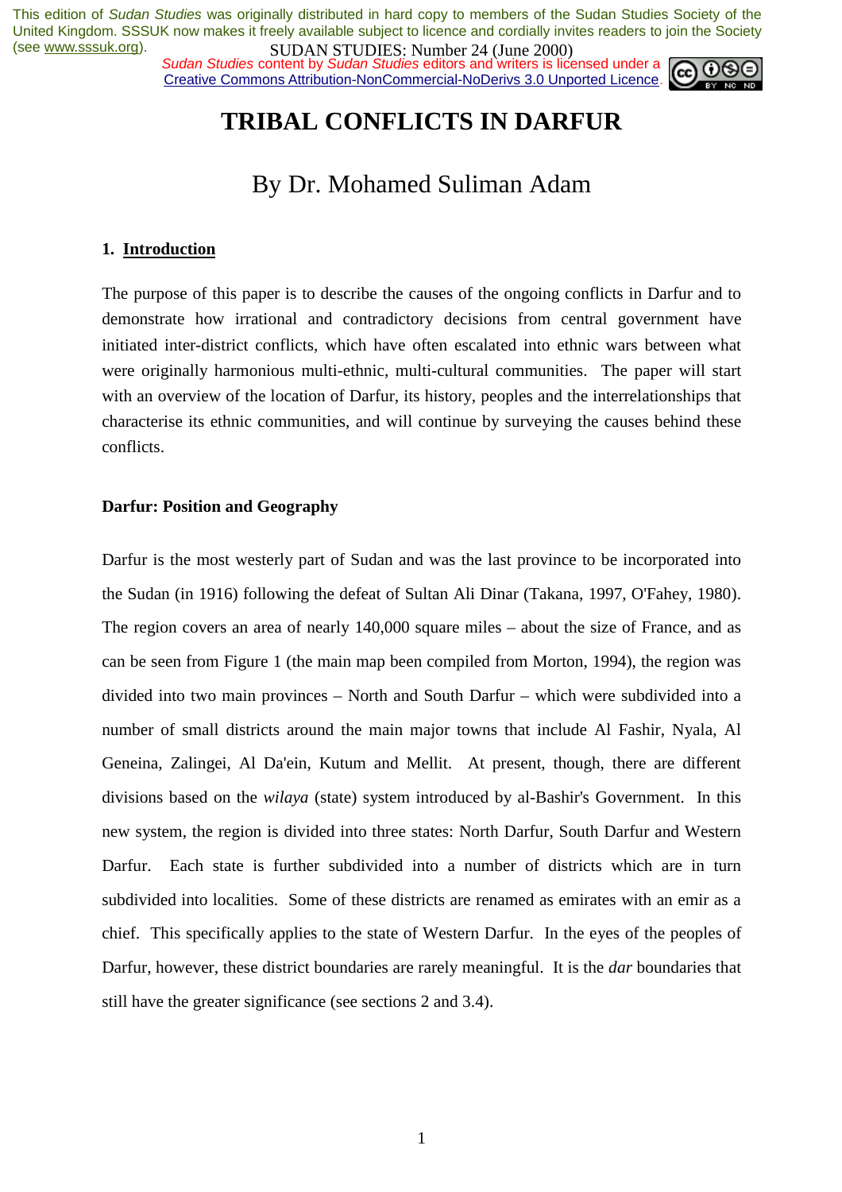This edition of *Sudan Studies* was originally distributed in hard copy to members of the Sudan Studies Society of the United Kingdom. SSSUK now makes it freely available subject to licence and cordially invites readers to join the Society (see www.sssuk.org).

SUDAN STUDIES: Number 24 (June 2000)

*Sudan Studies* content by *Sudan Studies* editors and writers is licensed under a Creative Commons Attribution-NonCommercial-NoDerivs 3.0 Unported Licence.

# TRIBAL CONFLICTS IN DARFUR

## By Dr. Mohamed Suliman Adam

### 1. Introduction

The purpose of this paper is to describe the causes of the ongoing conflicts in Darfur and to demonstrate how irrational and contradictory decisions from central government have initiated inter-district conflicts, which have often escalated into ethnic wars between what were originally harmonious multi-ethnic, multi-cultural communities. The paper will start with an overview of the location of Darfur, its history, peoples and the interrelationships that characterise its ethnic communities, and will continue by surveying the causes behind these conflicts.

### Darfur: Position and Geography

Darfur is the most westerly part of Sudan and was the last province to be incorporated into the Sudan (in 1916) following the defeat of Sultan Ali Dinar (Takana, 1997, O'Fahey, 1980). The region covers an area of nearly 140,000 square miles – about the size of France, and as can be seen from Figure 1 (the main map been compiled from Morton, 1994), the region was divided into two main provinces – North and South Darfur – which were subdivided into a number of small districts around the main major towns that include Al Fashir, Nyala, Al Geneina, Zalingei, Al Da'ein, Kutum and Mellit. At present, though, there are different divisions based on the *wilaya* (state) system introduced by al-Bashir's Government. In this new system, the region is divided into three states: North Darfur, South Darfur and Western Darfur. Each state is further subdivided into a number of districts which are in turn subdivided into localities. Some of these districts are renamed as emirates with an emir as a chief. This specifically applies to the state of Western Darfur. In the eyes of the peoples of Darfur, however, these district boundaries are rarely meaningful. It is the *dar* boundaries that still have the greater significance (see sections 2 and 3.4).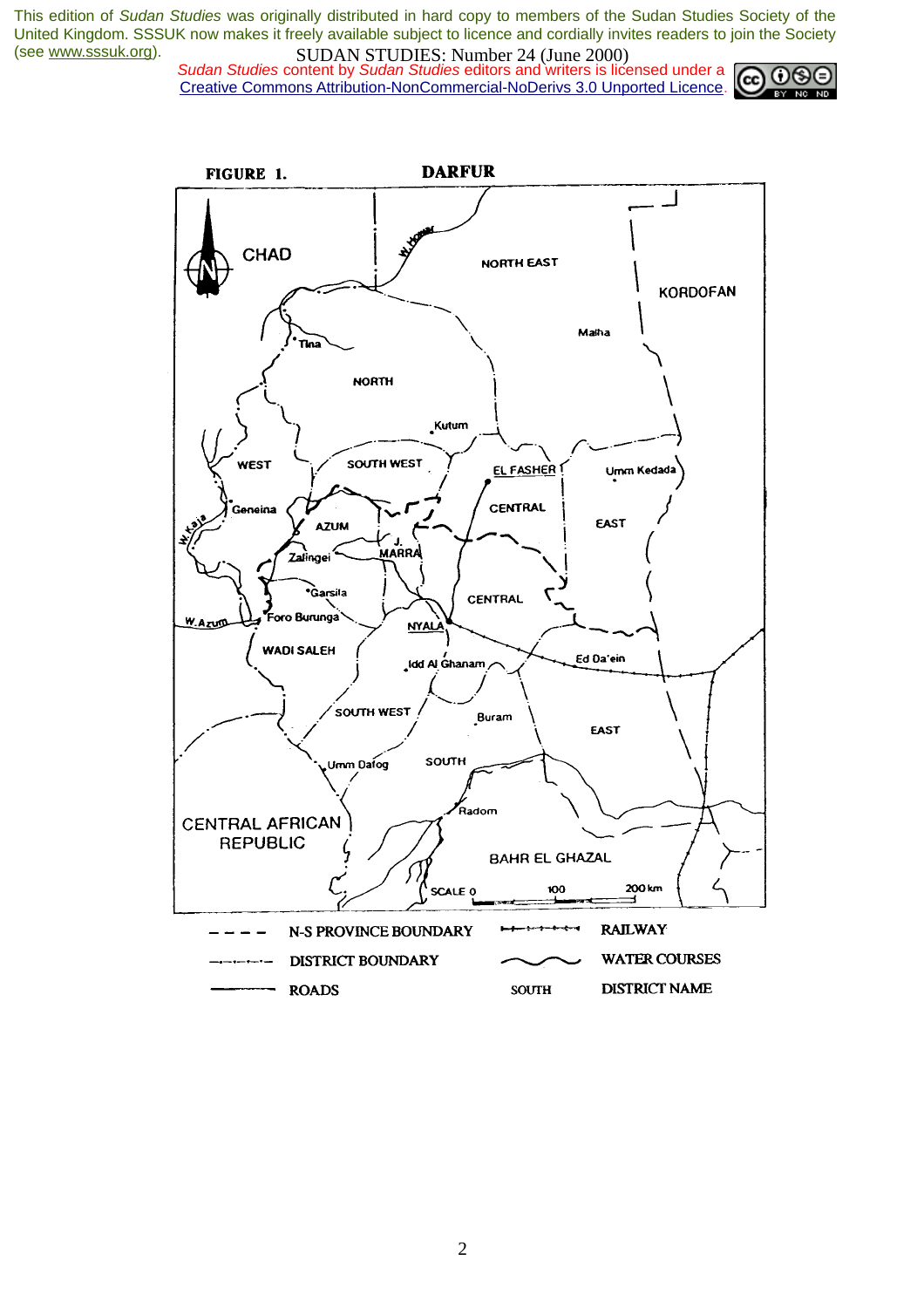**FIGURE 1. DARFUR**

| | | | |
|---|---|---|---|
| - - - - | N-S PROVINCE BOUNDARY | | RAILWAY |
| | DISTRICT BOUNDARY | | WATER COURSES |
| | ROADS | SOUTH | DISTRICT NAME |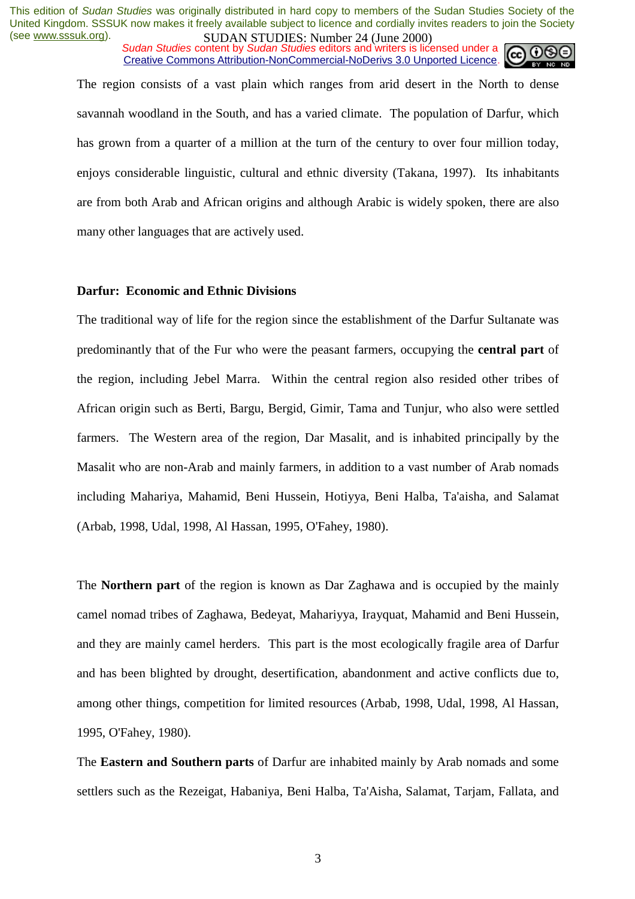The region consists of a vast plain which ranges from arid desert in the North to dense savannah woodland in the South, and has a varied climate. The population of Darfur, which has grown from a quarter of a million at the turn of the century to over four million today, enjoys considerable linguistic, cultural and ethnic diversity (Takana, 1997). Its inhabitants are from both Arab and African origins and although Arabic is widely spoken, there are also many other languages that are actively used.

**Darfur: Economic and Ethnic Divisions**

The traditional way of life for the region since the establishment of the Darfur Sultanate was predominantly that of the Fur who were the peasant farmers, occupying the **central part** of the region, including Jebel Marra. Within the central region also resided other tribes of African origin such as Berti, Bargu, Bergid, Gimir, Tama and Tunjur, who also were settled farmers. The Western area of the region, Dar Masalit, and is inhabited principally by the Masalit who are non-Arab and mainly farmers, in addition to a vast number of Arab nomads including Mahariya, Mahamid, Beni Hussein, Hotiyya, Beni Halba, Ta'aisha, and Salamat (Arbab, 1998, Udal, 1998, Al Hassan, 1995, O'Fahey, 1980).

The **Northern part** of the region is known as Dar Zaghawa and is occupied by the mainly camel nomad tribes of Zaghawa, Bedeyat, Mahariyya, Irayquat, Mahamid and Beni Hussein, and they are mainly camel herders. This part is the most ecologically fragile area of Darfur and has been blighted by drought, desertification, abandonment and active conflicts due to, among other things, competition for limited resources (Arbab, 1998, Udal, 1998, Al Hassan, 1995, O'Fahey, 1980).

The **Eastern and Southern parts** of Darfur are inhabited mainly by Arab nomads and some settlers such as the Rezeigat, Habaniya, Beni Halba, Ta'Aisha, Salamat, Tarjam, Fallata, and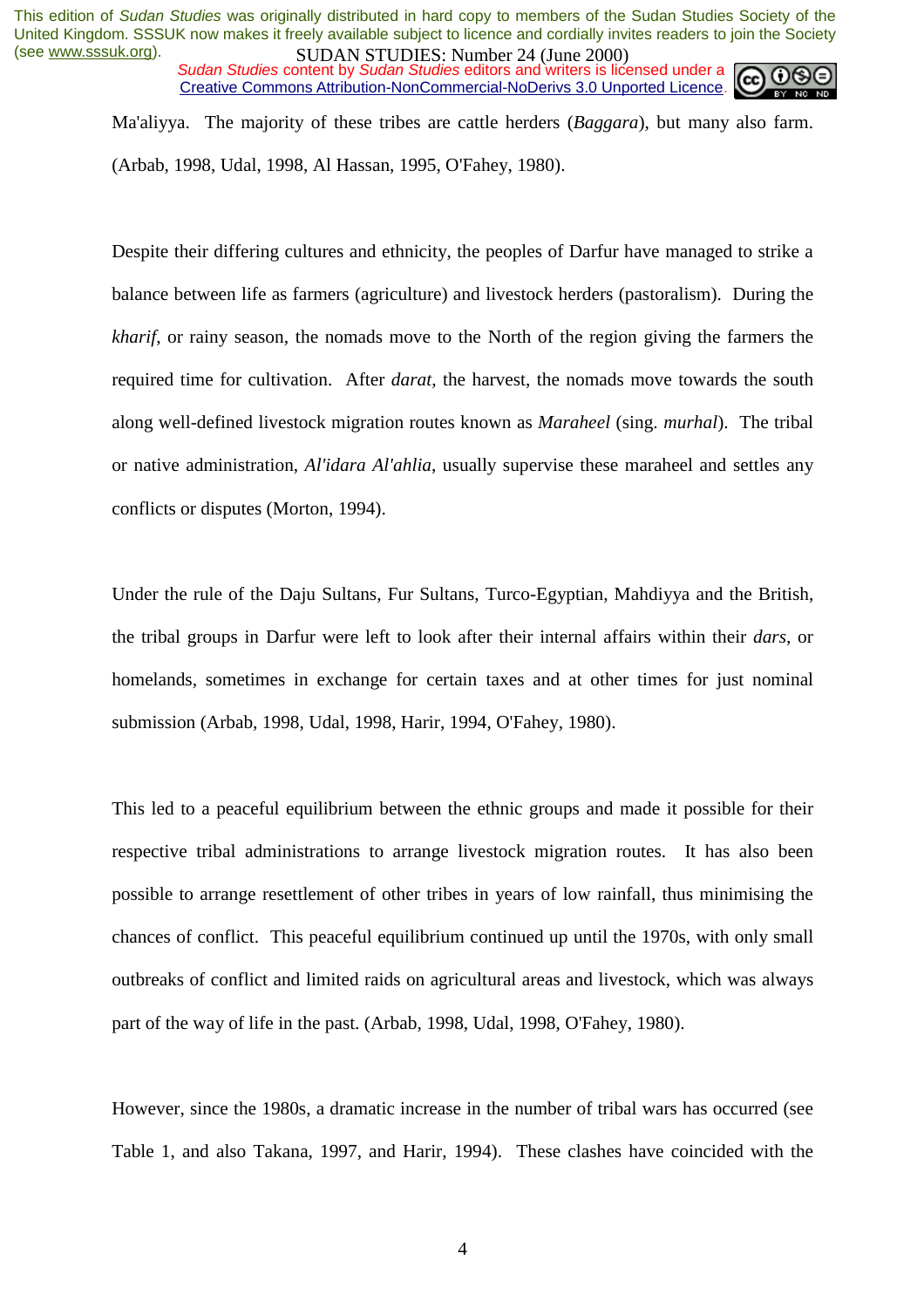Ma'aliyya. The majority of these tribes are cattle herders (*Baggara*), but many also farm. (Arbab, 1998, Udal, 1998, Al Hassan, 1995, O'Fahey, 1980).

Despite their differing cultures and ethnicity, the peoples of Darfur have managed to strike a balance between life as farmers (agriculture) and livestock herders (pastoralism). During the *kharif*, or rainy season, the nomads move to the North of the region giving the farmers the required time for cultivation. After *darat*, the harvest, the nomads move towards the south along well-defined livestock migration routes known as *Maraheel* (sing. *murhal*). The tribal or native administration, *Al'idara Al'ahlia*, usually supervise these maraheel and settles any conflicts or disputes (Morton, 1994).

Under the rule of the Daju Sultans, Fur Sultans, Turco-Egyptian, Mahdiyya and the British, the tribal groups in Darfur were left to look after their internal affairs within their *dars*, or homelands, sometimes in exchange for certain taxes and at other times for just nominal submission (Arbab, 1998, Udal, 1998, Harir, 1994, O'Fahey, 1980).

This led to a peaceful equilibrium between the ethnic groups and made it possible for their respective tribal administrations to arrange livestock migration routes. It has also been possible to arrange resettlement of other tribes in years of low rainfall, thus minimising the chances of conflict. This peaceful equilibrium continued up until the 1970s, with only small outbreaks of conflict and limited raids on agricultural areas and livestock, which was always part of the way of life in the past. (Arbab, 1998, Udal, 1998, O'Fahey, 1980).

However, since the 1980s, a dramatic increase in the number of tribal wars has occurred (see Table 1, and also Takana, 1997, and Harir, 1994). These clashes have coincided with the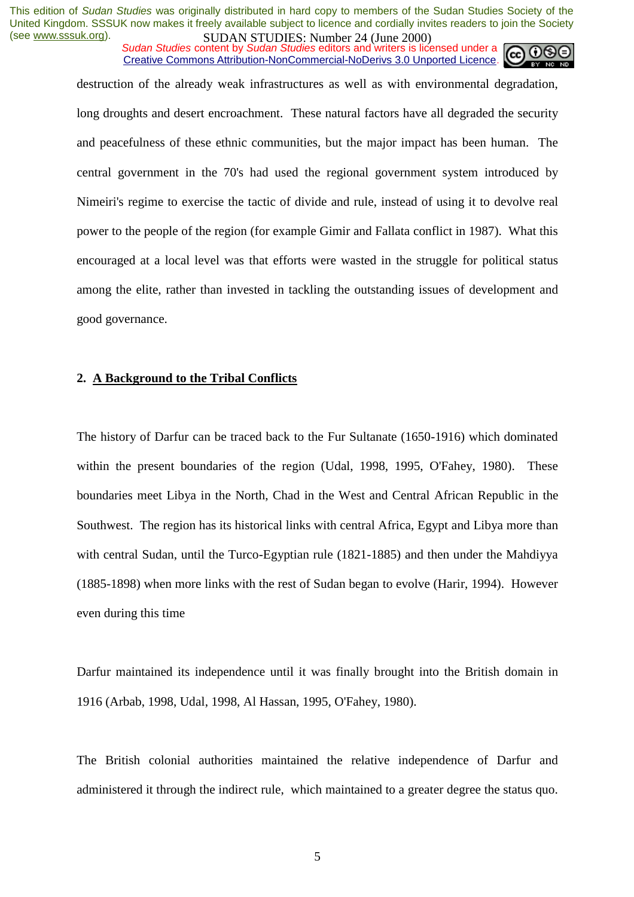destruction of the already weak infrastructures as well as with environmental degradation, long droughts and desert encroachment. These natural factors have all degraded the security and peacefulness of these ethnic communities, but the major impact has been human. The central government in the 70's had used the regional government system introduced by Nimeiri's regime to exercise the tactic of divide and rule, instead of using it to devolve real power to the people of the region (for example Gimir and Fallata conflict in 1987). What this encouraged at a local level was that efforts were wasted in the struggle for political status among the elite, rather than invested in tackling the outstanding issues of development and good governance.

## 2. A Background to the Tribal Conflicts

The history of Darfur can be traced back to the Fur Sultanate (1650-1916) which dominated within the present boundaries of the region (Udal, 1998, 1995, O'Fahey, 1980). These boundaries meet Libya in the North, Chad in the West and Central African Republic in the Southwest. The region has its historical links with central Africa, Egypt and Libya more than with central Sudan, until the Turco-Egyptian rule (1821-1885) and then under the Mahdiyya (1885-1898) when more links with the rest of Sudan began to evolve (Harir, 1994). However even during this time

Darfur maintained its independence until it was finally brought into the British domain in 1916 (Arbab, 1998, Udal, 1998, Al Hassan, 1995, O'Fahey, 1980).

The British colonial authorities maintained the relative independence of Darfur and administered it through the indirect rule, which maintained to a greater degree the status quo.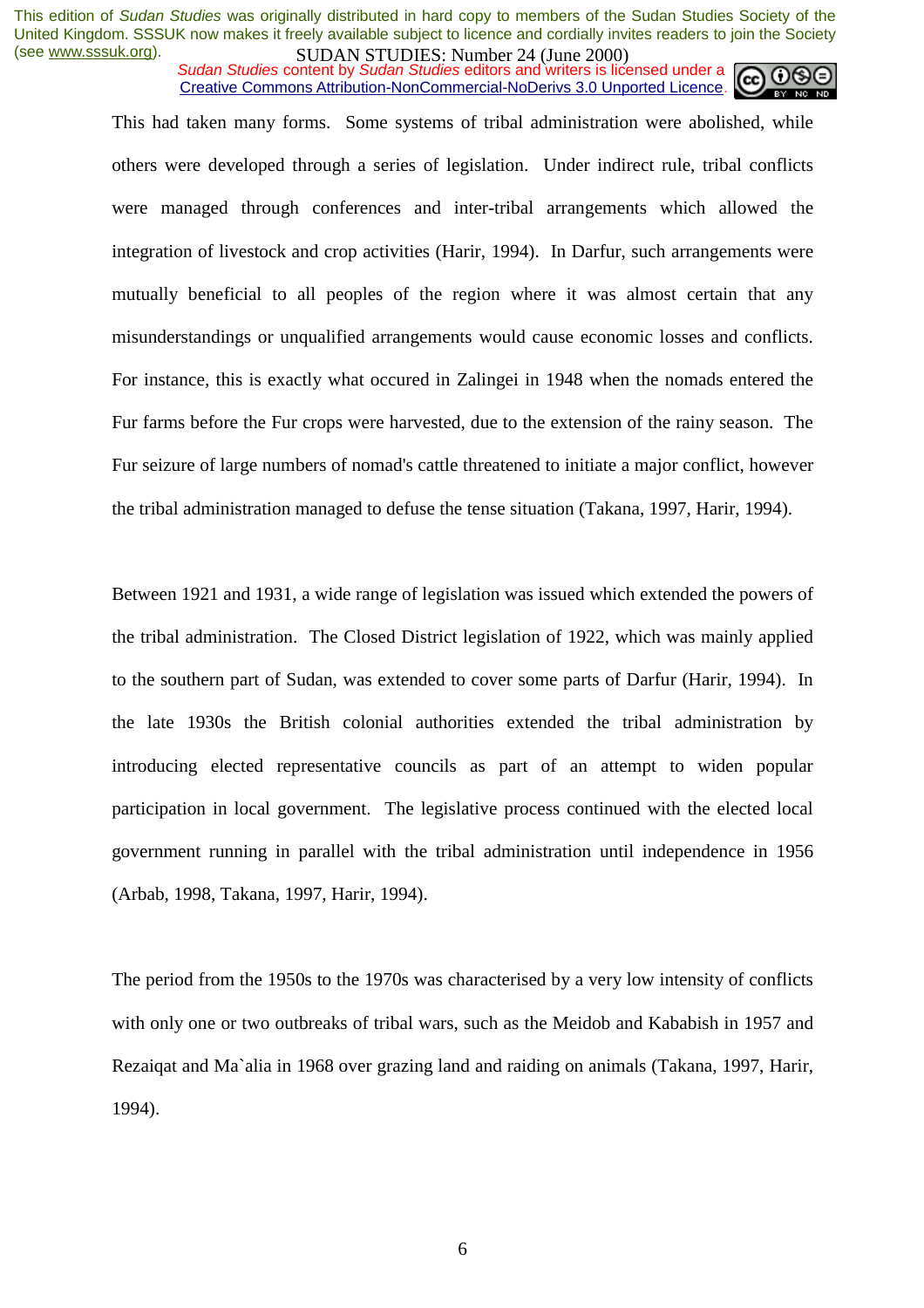This had taken many forms. Some systems of tribal administration were abolished, while others were developed through a series of legislation. Under indirect rule, tribal conflicts were managed through conferences and inter-tribal arrangements which allowed the integration of livestock and crop activities (Harir, 1994). In Darfur, such arrangements were mutually beneficial to all peoples of the region where it was almost certain that any misunderstandings or unqualified arrangements would cause economic losses and conflicts. For instance, this is exactly what occured in Zalingei in 1948 when the nomads entered the Fur farms before the Fur crops were harvested, due to the extension of the rainy season. The Fur seizure of large numbers of nomad's cattle threatened to initiate a major conflict, however the tribal administration managed to defuse the tense situation (Takana, 1997, Harir, 1994).

Between 1921 and 1931, a wide range of legislation was issued which extended the powers of the tribal administration. The Closed District legislation of 1922, which was mainly applied to the southern part of Sudan, was extended to cover some parts of Darfur (Harir, 1994). In the late 1930s the British colonial authorities extended the tribal administration by introducing elected representative councils as part of an attempt to widen popular participation in local government. The legislative process continued with the elected local government running in parallel with the tribal administration until independence in 1956 (Arbab, 1998, Takana, 1997, Harir, 1994).

The period from the 1950s to the 1970s was characterised by a very low intensity of conflicts with only one or two outbreaks of tribal wars, such as the Meidob and Kababish in 1957 and Rezaiqat and Ma`alia in 1968 over grazing land and raiding on animals (Takana, 1997, Harir, 1994).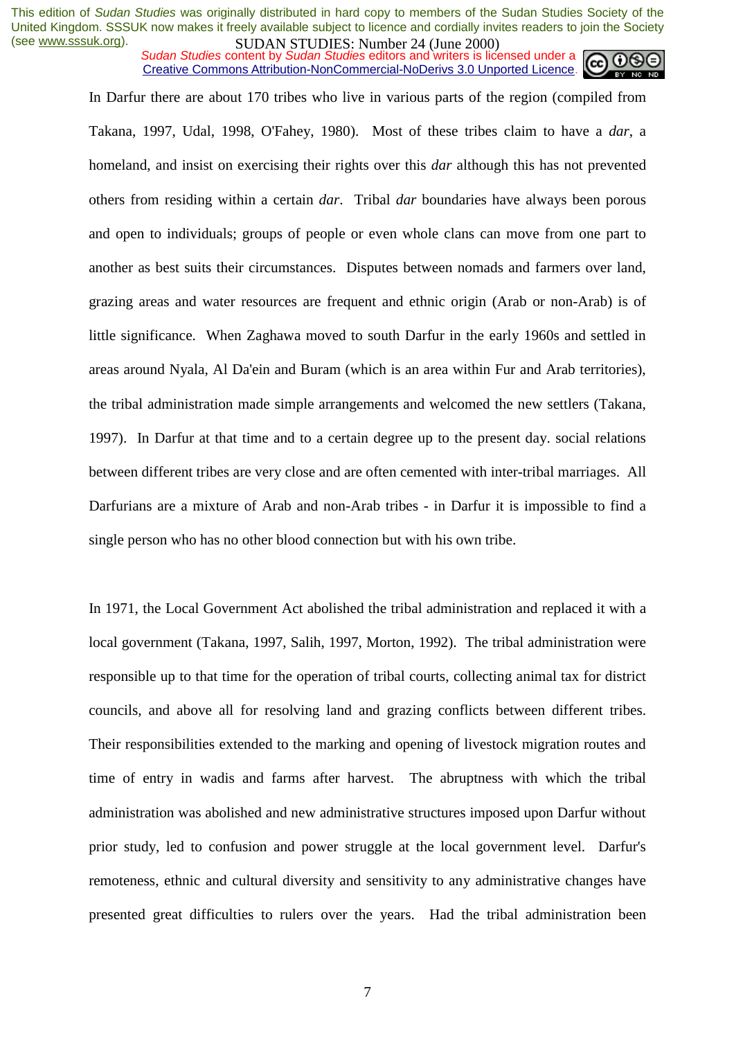In Darfur there are about 170 tribes who live in various parts of the region (compiled from Takana, 1997, Udal, 1998, O'Fahey, 1980). Most of these tribes claim to have a *dar*, a homeland, and insist on exercising their rights over this *dar* although this has not prevented others from residing within a certain *dar*. Tribal *dar* boundaries have always been porous and open to individuals; groups of people or even whole clans can move from one part to another as best suits their circumstances. Disputes between nomads and farmers over land, grazing areas and water resources are frequent and ethnic origin (Arab or non-Arab) is of little significance. When Zaghawa moved to south Darfur in the early 1960s and settled in areas around Nyala, Al Da'ein and Buram (which is an area within Fur and Arab territories), the tribal administration made simple arrangements and welcomed the new settlers (Takana, 1997). In Darfur at that time and to a certain degree up to the present day. social relations between different tribes are very close and are often cemented with inter-tribal marriages. All Darfurians are a mixture of Arab and non-Arab tribes - in Darfur it is impossible to find a single person who has no other blood connection but with his own tribe.

In 1971, the Local Government Act abolished the tribal administration and replaced it with a local government (Takana, 1997, Salih, 1997, Morton, 1992). The tribal administration were responsible up to that time for the operation of tribal courts, collecting animal tax for district councils, and above all for resolving land and grazing conflicts between different tribes. Their responsibilities extended to the marking and opening of livestock migration routes and time of entry in wadis and farms after harvest. The abruptness with which the tribal administration was abolished and new administrative structures imposed upon Darfur without prior study, led to confusion and power struggle at the local government level. Darfur's remoteness, ethnic and cultural diversity and sensitivity to any administrative changes have presented great difficulties to rulers over the years. Had the tribal administration been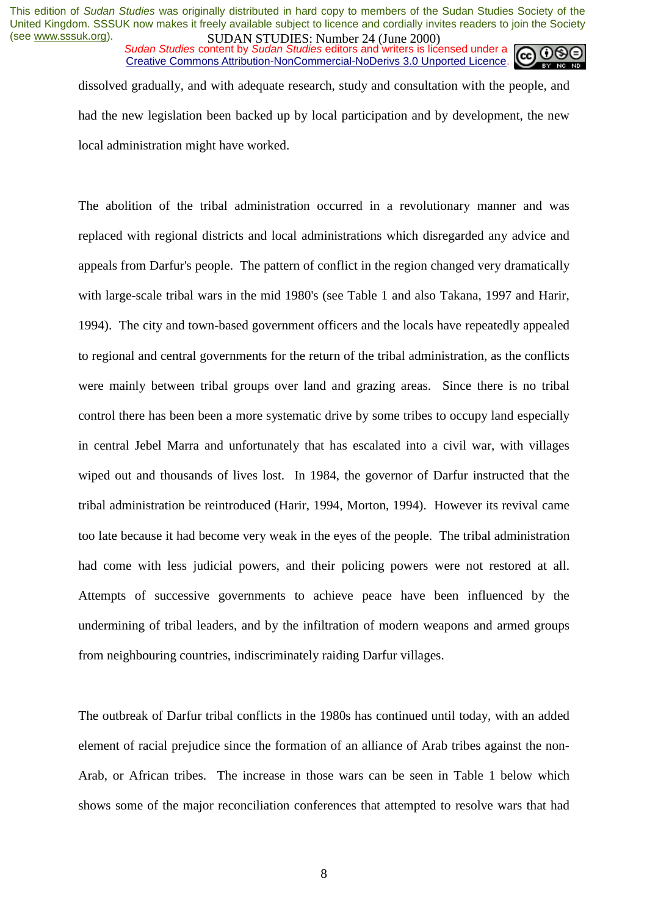dissolved gradually, and with adequate research, study and consultation with the people, and had the new legislation been backed up by local participation and by development, the new local administration might have worked.

The abolition of the tribal administration occurred in a revolutionary manner and was replaced with regional districts and local administrations which disregarded any advice and appeals from Darfur's people. The pattern of conflict in the region changed very dramatically with large-scale tribal wars in the mid 1980's (see Table 1 and also Takana, 1997 and Harir, 1994). The city and town-based government officers and the locals have repeatedly appealed to regional and central governments for the return of the tribal administration, as the conflicts were mainly between tribal groups over land and grazing areas. Since there is no tribal control there has been been a more systematic drive by some tribes to occupy land especially in central Jebel Marra and unfortunately that has escalated into a civil war, with villages wiped out and thousands of lives lost. In 1984, the governor of Darfur instructed that the tribal administration be reintroduced (Harir, 1994, Morton, 1994). However its revival came too late because it had become very weak in the eyes of the people. The tribal administration had come with less judicial powers, and their policing powers were not restored at all. Attempts of successive governments to achieve peace have been influenced by the undermining of tribal leaders, and by the infiltration of modern weapons and armed groups from neighbouring countries, indiscriminately raiding Darfur villages.

The outbreak of Darfur tribal conflicts in the 1980s has continued until today, with an added element of racial prejudice since the formation of an alliance of Arab tribes against the non-Arab, or African tribes. The increase in those wars can be seen in Table 1 below which shows some of the major reconciliation conferences that attempted to resolve wars that had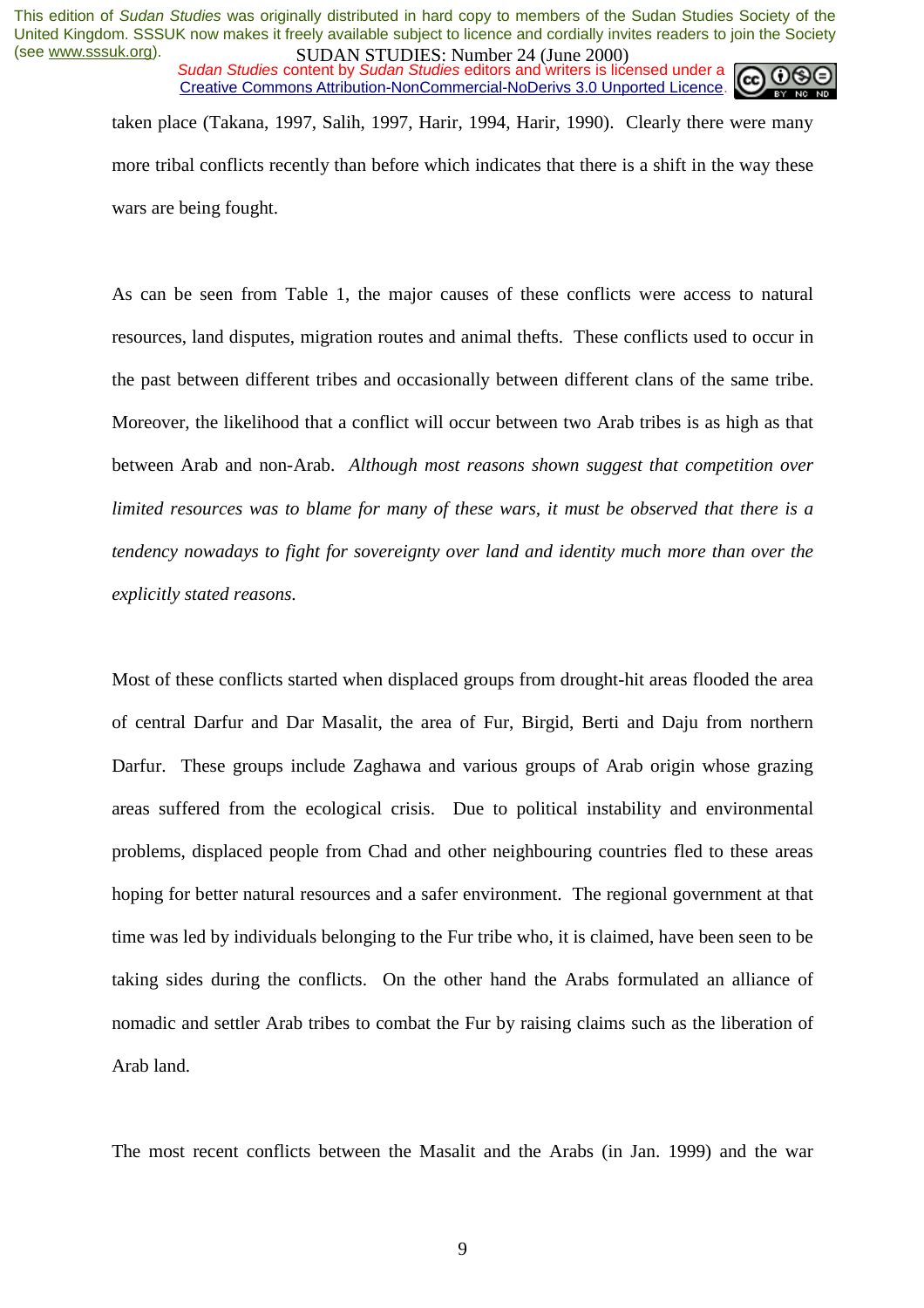taken place (Takana, 1997, Salih, 1997, Harir, 1994, Harir, 1990). Clearly there were many more tribal conflicts recently than before which indicates that there is a shift in the way these wars are being fought.

As can be seen from Table 1, the major causes of these conflicts were access to natural resources, land disputes, migration routes and animal thefts. These conflicts used to occur in the past between different tribes and occasionally between different clans of the same tribe. Moreover, the likelihood that a conflict will occur between two Arab tribes is as high as that between Arab and non-Arab. *Although most reasons shown suggest that competition over limited resources was to blame for many of these wars, it must be observed that there is a tendency nowadays to fight for sovereignty over land and identity much more than over the explicitly stated reasons.*

Most of these conflicts started when displaced groups from drought-hit areas flooded the area of central Darfur and Dar Masalit, the area of Fur, Birgid, Berti and Daju from northern Darfur. These groups include Zaghawa and various groups of Arab origin whose grazing areas suffered from the ecological crisis. Due to political instability and environmental problems, displaced people from Chad and other neighbouring countries fled to these areas hoping for better natural resources and a safer environment. The regional government at that time was led by individuals belonging to the Fur tribe who, it is claimed, have been seen to be taking sides during the conflicts. On the other hand the Arabs formulated an alliance of nomadic and settler Arab tribes to combat the Fur by raising claims such as the liberation of Arab land.

The most recent conflicts between the Masalit and the Arabs (in Jan. 1999) and the war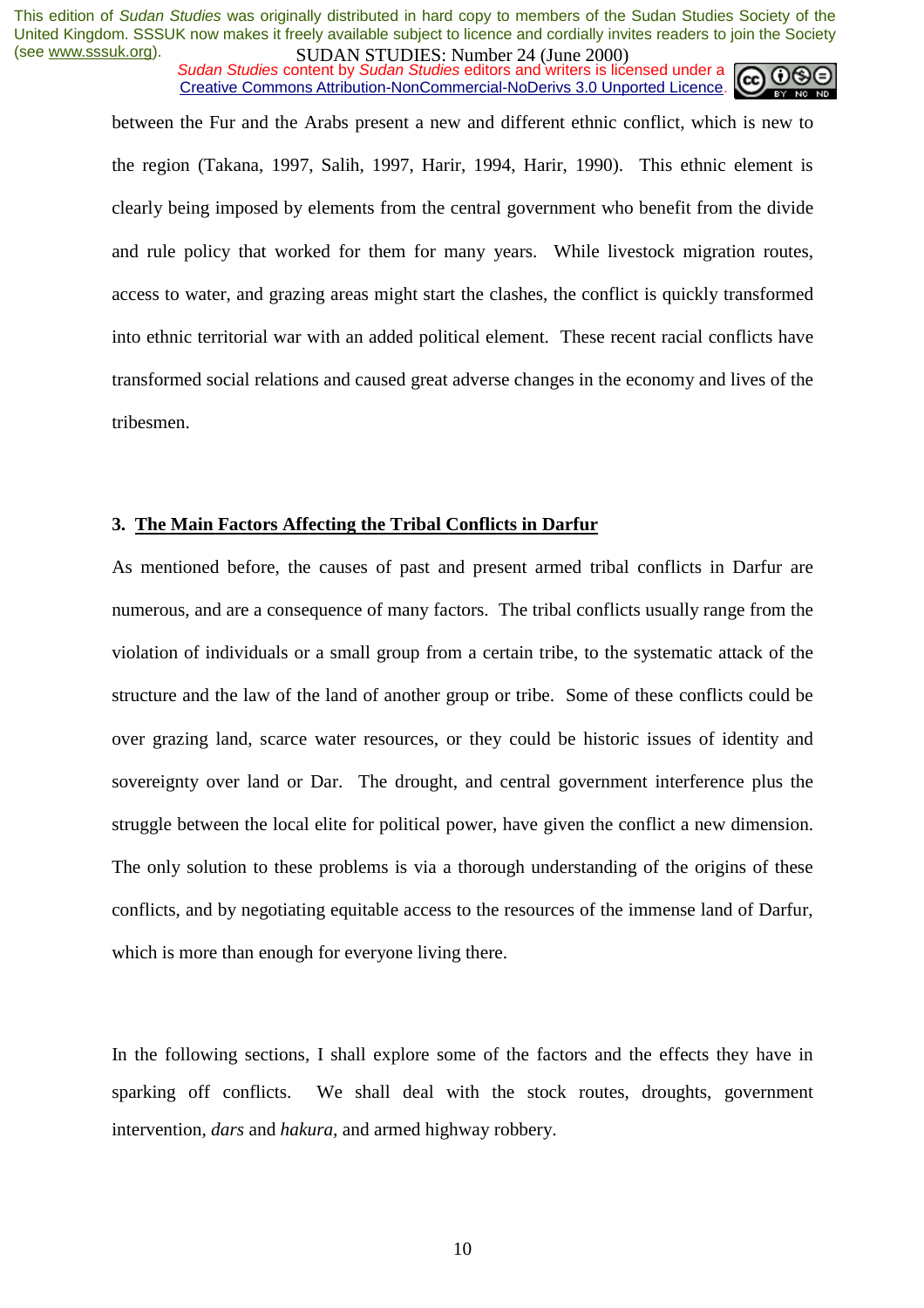between the Fur and the Arabs present a new and different ethnic conflict, which is new to the region (Takana, 1997, Salih, 1997, Harir, 1994, Harir, 1990). This ethnic element is clearly being imposed by elements from the central government who benefit from the divide and rule policy that worked for them for many years. While livestock migration routes, access to water, and grazing areas might start the clashes, the conflict is quickly transformed into ethnic territorial war with an added political element. These recent racial conflicts have transformed social relations and caused great adverse changes in the economy and lives of the tribesmen.

### 3. <u>The Main Factors Affecting the Tribal Conflicts in Darfur</u>

As mentioned before, the causes of past and present armed tribal conflicts in Darfur are numerous, and are a consequence of many factors. The tribal conflicts usually range from the violation of individuals or a small group from a certain tribe, to the systematic attack of the structure and the law of the land of another group or tribe. Some of these conflicts could be over grazing land, scarce water resources, or they could be historic issues of identity and sovereignty over land or Dar. The drought, and central government interference plus the struggle between the local elite for political power, have given the conflict a new dimension. The only solution to these problems is via a thorough understanding of the origins of these conflicts, and by negotiating equitable access to the resources of the immense land of Darfur, which is more than enough for everyone living there.

In the following sections, I shall explore some of the factors and the effects they have in sparking off conflicts. We shall deal with the stock routes, droughts, government intervention, *dars* and *hakura*, and armed highway robbery.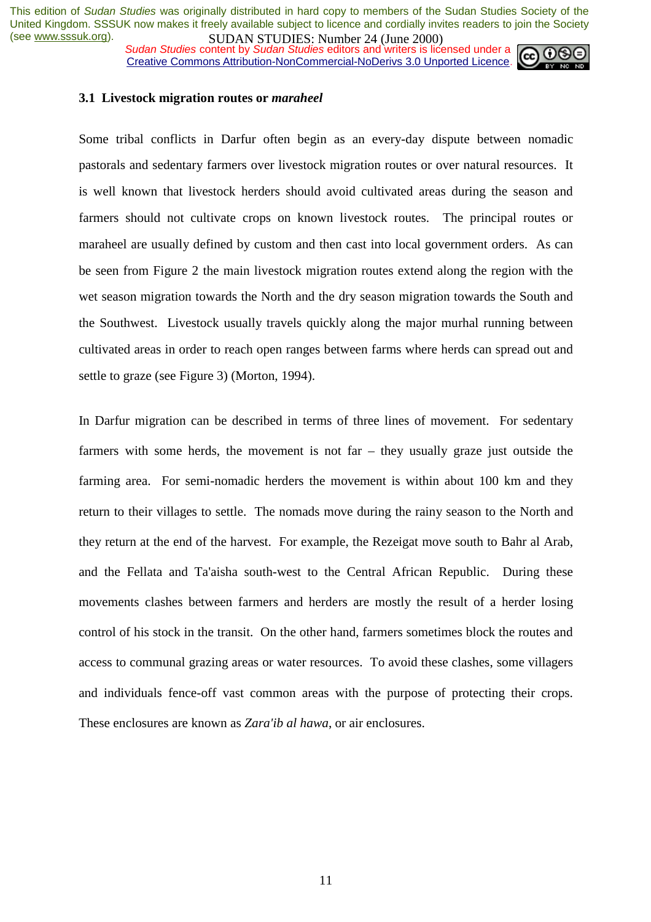### 3.1 Livestock migration routes or *maraheel*

Some tribal conflicts in Darfur often begin as an every-day dispute between nomadic pastorals and sedentary farmers over livestock migration routes or over natural resources. It is well known that livestock herders should avoid cultivated areas during the season and farmers should not cultivate crops on known livestock routes. The principal routes or maraheel are usually defined by custom and then cast into local government orders. As can be seen from Figure 2 the main livestock migration routes extend along the region with the wet season migration towards the North and the dry season migration towards the South and the Southwest. Livestock usually travels quickly along the major murhal running between cultivated areas in order to reach open ranges between farms where herds can spread out and settle to graze (see Figure 3) (Morton, 1994).

In Darfur migration can be described in terms of three lines of movement. For sedentary farmers with some herds, the movement is not far – they usually graze just outside the farming area. For semi-nomadic herders the movement is within about 100 km and they return to their villages to settle. The nomads move during the rainy season to the North and they return at the end of the harvest. For example, the Rezeigat move south to Bahr al Arab, and the Fellata and Ta'aisha south-west to the Central African Republic. During these movements clashes between farmers and herders are mostly the result of a herder losing control of his stock in the transit. On the other hand, farmers sometimes block the routes and access to communal grazing areas or water resources. To avoid these clashes, some villagers and individuals fence-off vast common areas with the purpose of protecting their crops. These enclosures are known as *Zara'ib al hawa*, or air enclosures.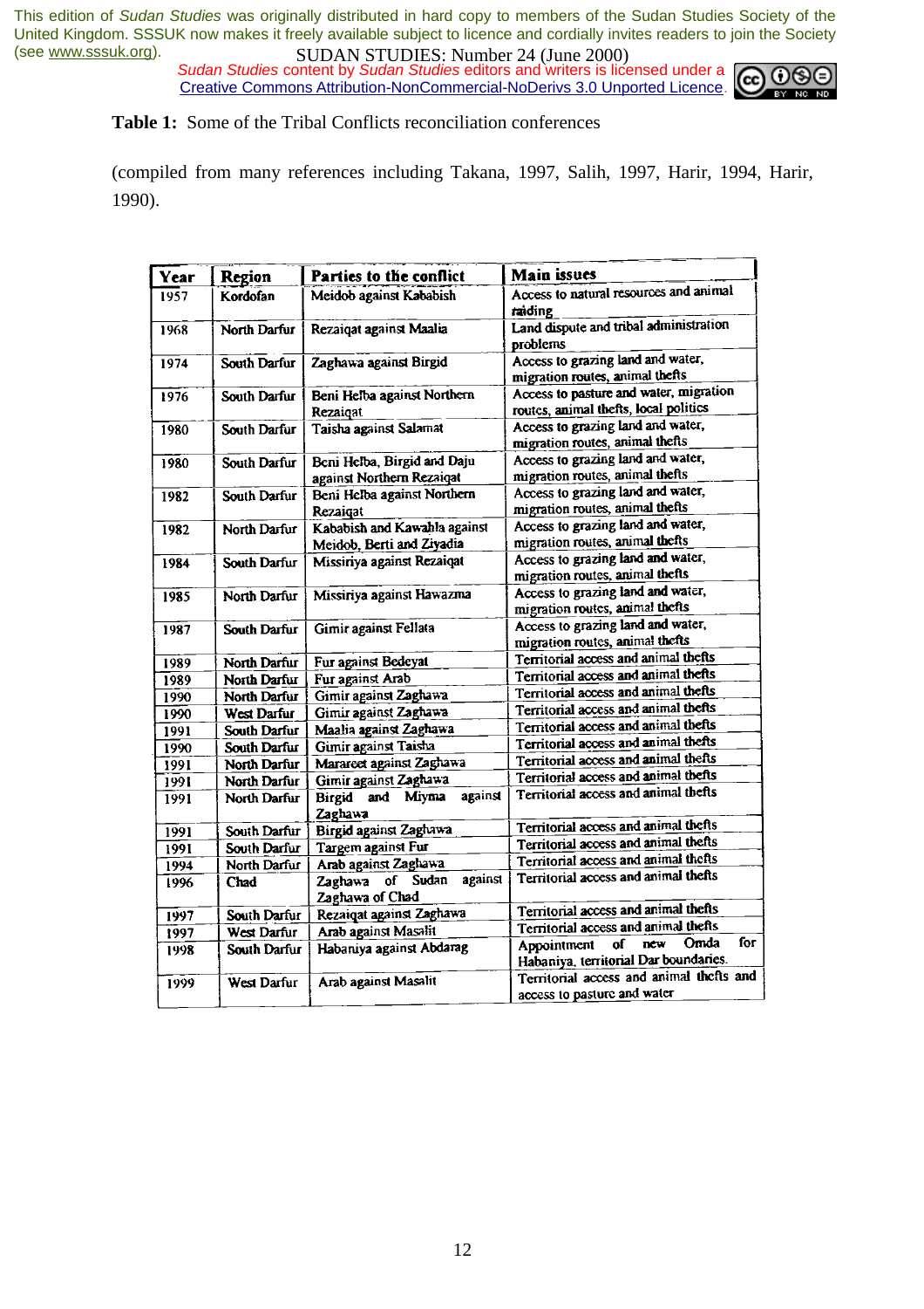**Table 1:** Some of the Tribal Conflicts reconciliation conferences

(compiled from many references including Takana, 1997, Salih, 1997, Harir, 1994, Harir, 1990).

| Year | Region | Parties to the conflict | Main issues |
|---|---|---|---|
| 1957 | Kordofan | Meidob against Kababish | Access to natural resources and animal raiding |
| 1968 | North Darfur | Rezaiqat against Maalia | Land dispute and tribal administration problems |
| 1974 | South Darfur | Zaghawa against Birgid | Access to grazing land and water, migration routes, animal thefts |
| 1976 | South Darfur | Beni Helba against Northern Rezaiqat | Access to pasture and water, migration routes, animal thefts, local politics |
| 1980 | South Darfur | Taisha against Salamat | Access to grazing land and water, migration routes, animal thefts |
| 1980 | South Darfur | Beni Helba, Birgid and Daju against Northern Rezaiqat | Access to grazing land and water, migration routes, animal thefts |
| 1982 | South Darfur | Beni Helba against Northern Rezaiqat | Access to grazing land and water, migration routes, animal thefts |
| 1982 | North Darfur | Kababish and Kawahla against Meidob, Berti and Ziyadia | Access to grazing land and water, migration routes, animal thefts |
| 1984 | South Darfur | Missiriya against Rezaiqat | Access to grazing land and water, migration routes, animal thefts |
| 1985 | North Darfur | Missiriya against Hawazma | Access to grazing land and water, migration routes, animal thefts |
| 1987 | South Darfur | Gimir against Fellata | Access to grazing land and water, migration routes, animal thefts |
| 1989 | North Darfur | Fur against Bedeyat | Territorial access and animal thefts |
| 1989 | North Darfur | Fur against Arab | Territorial access and animal thefts |
| 1990 | North Darfur | Gimir against Zaghawa | Territorial access and animal thefts |
| 1990 | West Darfur | Gimir against Zaghawa | Territorial access and animal thefts |
| 1991 | South Darfur | Maalia against Zaghawa | Territorial access and animal thefts |
| 1990 | South Darfur | Gimir against Taisha | Territorial access and animal thefts |
| 1991 | North Darfur | Marareet against Zaghawa | Territorial access and animal thefts |
| 1991 | North Darfur | Gimir against Zaghawa | Territorial access and animal thefts |
| 1991 | North Darfur | Birgid and Miyma against Zaghawa | Territorial access and animal thefts |
| 1991 | South Darfur | Birgid against Zaghawa | Territorial access and animal thefts |
| 1991 | South Darfur | Targem against Fur | Territorial access and animal thefts |
| 1994 | North Darfur | Arab against Zaghawa | Territorial access and animal thefts |
| 1996 | Chad | Zaghawa of Sudan against Zaghawa of Chad | Territorial access and animal thefts |
| 1997 | South Darfur | Rezaiqat against Zaghawa | Territorial access and animal thefts |
| 1997 | West Darfur | Arab against Masalit | Territorial access and animal thefts |
| 1998 | South Darfur | Habaniya against Abdarag | Appointment of new Omda for Habaniya, territorial Dar boundaries. |
| 1999 | West Darfur | Arab against Masalit | Territorial access and animal thefts and access to pasture and water |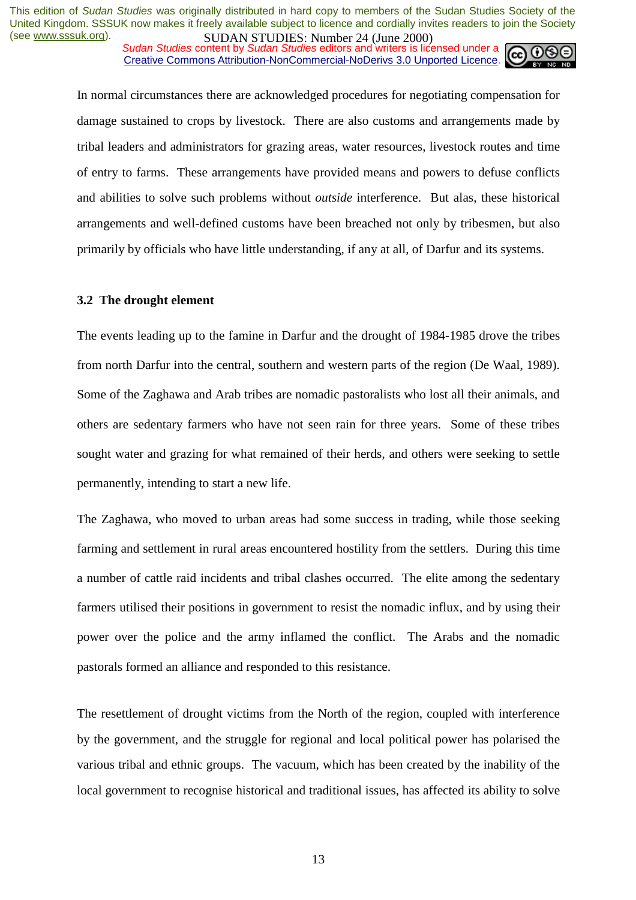In normal circumstances there are acknowledged procedures for negotiating compensation for damage sustained to crops by livestock. There are also customs and arrangements made by tribal leaders and administrators for grazing areas, water resources, livestock routes and time of entry to farms. These arrangements have provided means and powers to defuse conflicts and abilities to solve such problems without *outside* interference. But alas, these historical arrangements and well-defined customs have been breached not only by tribesmen, but also primarily by officials who have little understanding, if any at all, of Darfur and its systems.

### 3.2 The drought element

The events leading up to the famine in Darfur and the drought of 1984-1985 drove the tribes from north Darfur into the central, southern and western parts of the region (De Waal, 1989). Some of the Zaghawa and Arab tribes are nomadic pastoralists who lost all their animals, and others are sedentary farmers who have not seen rain for three years. Some of these tribes sought water and grazing for what remained of their herds, and others were seeking to settle permanently, intending to start a new life.

The Zaghawa, who moved to urban areas had some success in trading, while those seeking farming and settlement in rural areas encountered hostility from the settlers. During this time a number of cattle raid incidents and tribal clashes occurred. The elite among the sedentary farmers utilised their positions in government to resist the nomadic influx, and by using their power over the police and the army inflamed the conflict. The Arabs and the nomadic pastorals formed an alliance and responded to this resistance.

The resettlement of drought victims from the North of the region, coupled with interference by the government, and the struggle for regional and local political power has polarised the various tribal and ethnic groups. The vacuum, which has been created by the inability of the local government to recognise historical and traditional issues, has affected its ability to solve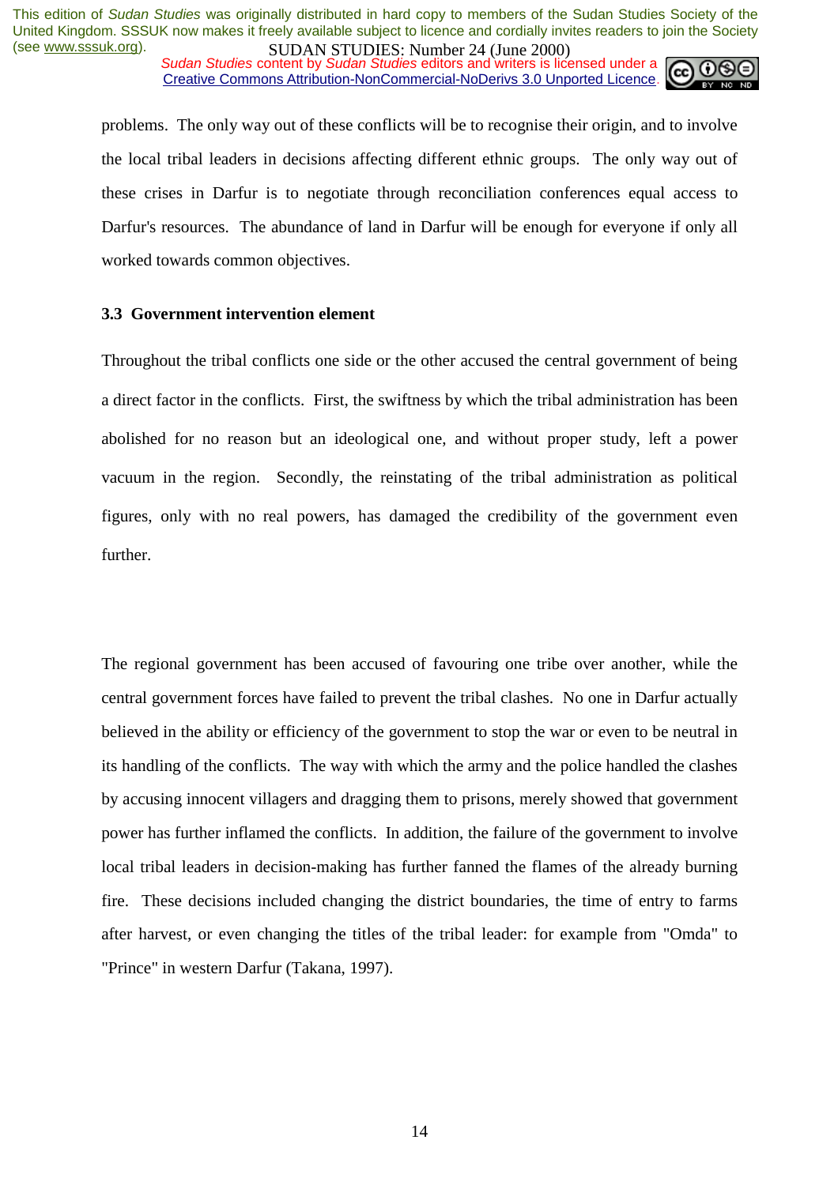problems. The only way out of these conflicts will be to recognise their origin, and to involve the local tribal leaders in decisions affecting different ethnic groups. The only way out of these crises in Darfur is to negotiate through reconciliation conferences equal access to Darfur's resources. The abundance of land in Darfur will be enough for everyone if only all worked towards common objectives.

### 3.3 Government intervention element

Throughout the tribal conflicts one side or the other accused the central government of being a direct factor in the conflicts. First, the swiftness by which the tribal administration has been abolished for no reason but an ideological one, and without proper study, left a power vacuum in the region. Secondly, the reinstating of the tribal administration as political figures, only with no real powers, has damaged the credibility of the government even further.

The regional government has been accused of favouring one tribe over another, while the central government forces have failed to prevent the tribal clashes. No one in Darfur actually believed in the ability or efficiency of the government to stop the war or even to be neutral in its handling of the conflicts. The way with which the army and the police handled the clashes by accusing innocent villagers and dragging them to prisons, merely showed that government power has further inflamed the conflicts. In addition, the failure of the government to involve local tribal leaders in decision-making has further fanned the flames of the already burning fire. These decisions included changing the district boundaries, the time of entry to farms after harvest, or even changing the titles of the tribal leader: for example from "Omda" to "Prince" in western Darfur (Takana, 1997).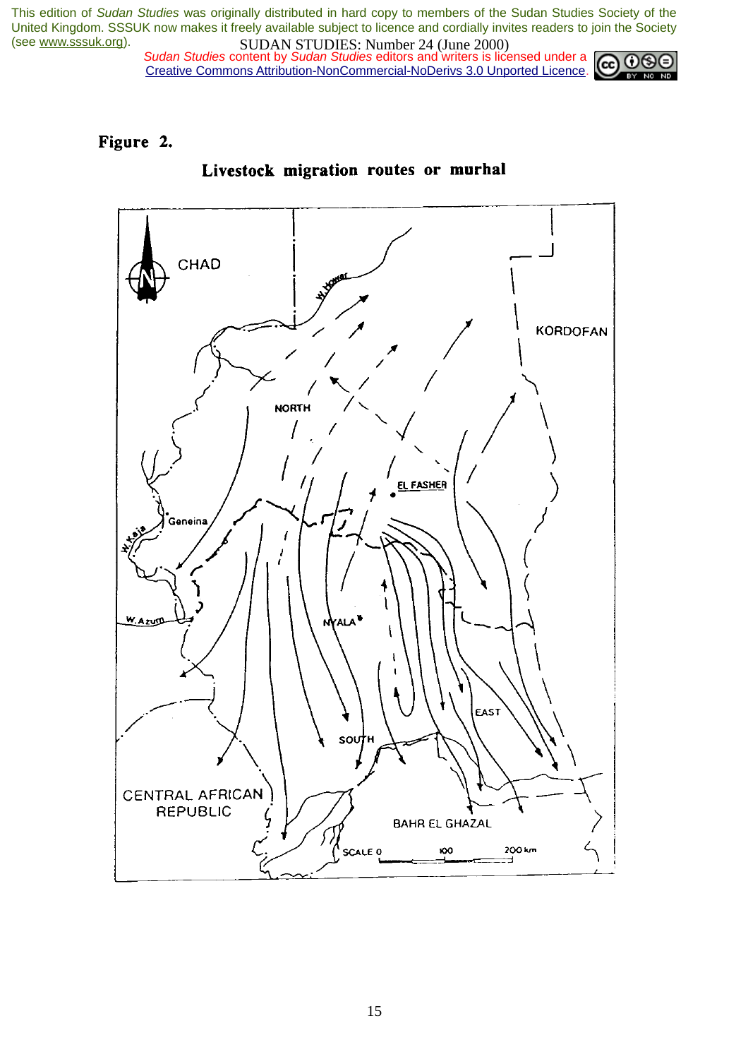**Figure 2.**

**Livestock migration routes or murhal**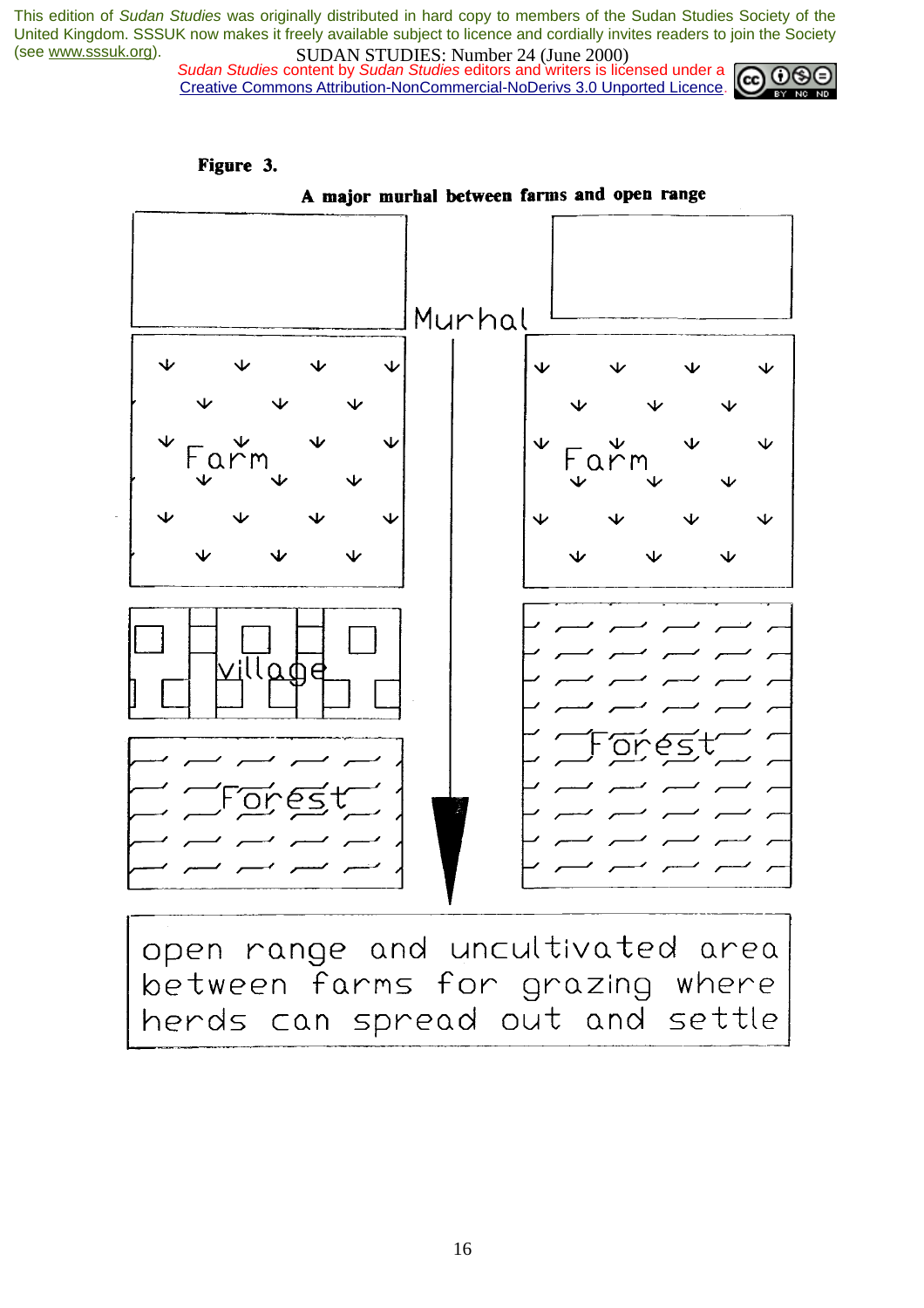This edition of *Sudan Studies* was originally distributed in hard copy to members of the Sudan Studies Society of the United Kingdom. SSSUK now makes it freely available subject to licence and cordially invites readers to join the Society (see www.sssuk.org).

*Sudan Studies* content by *Sudan Studies* editors and writers is licensed under a Creative Commons Attribution-NonCommercial-NoDerivs 3.0 Unported Licence.

**Figure 3.**

**A major murhal between farms and open range**

Murhal

Farm

Farm

Village

Forest

Forest

open range and uncultivated area between farms for grazing where herds can spread out and settle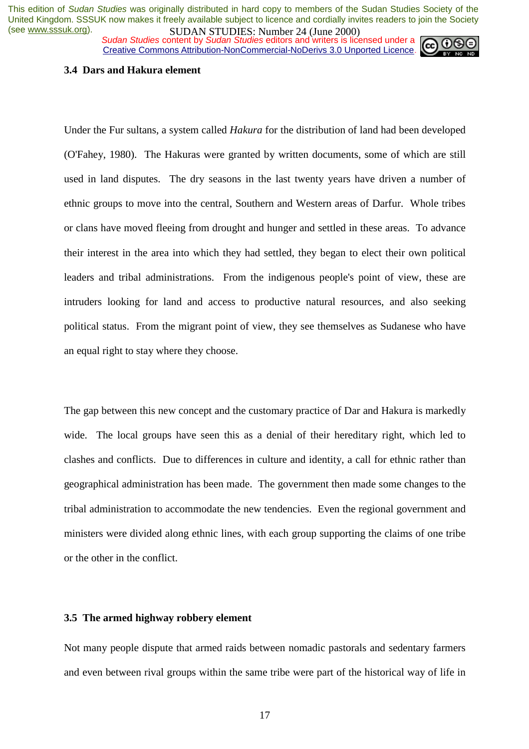### 3.4 Dars and Hakura element

Under the Fur sultans, a system called *Hakura* for the distribution of land had been developed (O'Fahey, 1980). The Hakuras were granted by written documents, some of which are still used in land disputes. The dry seasons in the last twenty years have driven a number of ethnic groups to move into the central, Southern and Western areas of Darfur. Whole tribes or clans have moved fleeing from drought and hunger and settled in these areas. To advance their interest in the area into which they had settled, they began to elect their own political leaders and tribal administrations. From the indigenous people's point of view, these are intruders looking for land and access to productive natural resources, and also seeking political status. From the migrant point of view, they see themselves as Sudanese who have an equal right to stay where they choose.

The gap between this new concept and the customary practice of Dar and Hakura is markedly wide. The local groups have seen this as a denial of their hereditary right, which led to clashes and conflicts. Due to differences in culture and identity, a call for ethnic rather than geographical administration has been made. The government then made some changes to the tribal administration to accommodate the new tendencies. Even the regional government and ministers were divided along ethnic lines, with each group supporting the claims of one tribe or the other in the conflict.

### 3.5 The armed highway robbery element

Not many people dispute that armed raids between nomadic pastorals and sedentary farmers and even between rival groups within the same tribe were part of the historical way of life in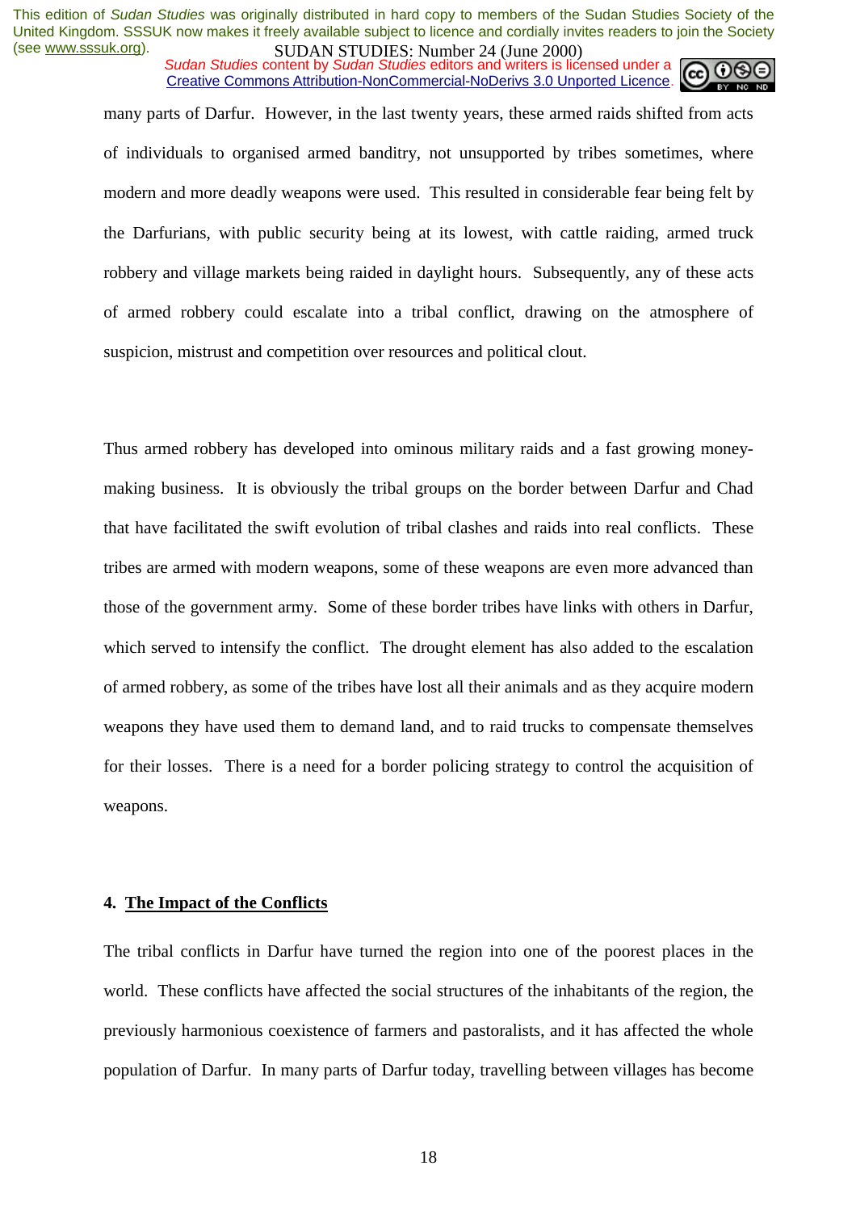many parts of Darfur. However, in the last twenty years, these armed raids shifted from acts of individuals to organised armed banditry, not unsupported by tribes sometimes, where modern and more deadly weapons were used. This resulted in considerable fear being felt by the Darfurians, with public security being at its lowest, with cattle raiding, armed truck robbery and village markets being raided in daylight hours. Subsequently, any of these acts of armed robbery could escalate into a tribal conflict, drawing on the atmosphere of suspicion, mistrust and competition over resources and political clout.

Thus armed robbery has developed into ominous military raids and a fast growing money-making business. It is obviously the tribal groups on the border between Darfur and Chad that have facilitated the swift evolution of tribal clashes and raids into real conflicts. These tribes are armed with modern weapons, some of these weapons are even more advanced than those of the government army. Some of these border tribes have links with others in Darfur, which served to intensify the conflict. The drought element has also added to the escalation of armed robbery, as some of the tribes have lost all their animals and as they acquire modern weapons they have used them to demand land, and to raid trucks to compensate themselves for their losses. There is a need for a border policing strategy to control the acquisition of weapons.

## 4. The Impact of the Conflicts

The tribal conflicts in Darfur have turned the region into one of the poorest places in the world. These conflicts have affected the social structures of the inhabitants of the region, the previously harmonious coexistence of farmers and pastoralists, and it has affected the whole population of Darfur. In many parts of Darfur today, travelling between villages has become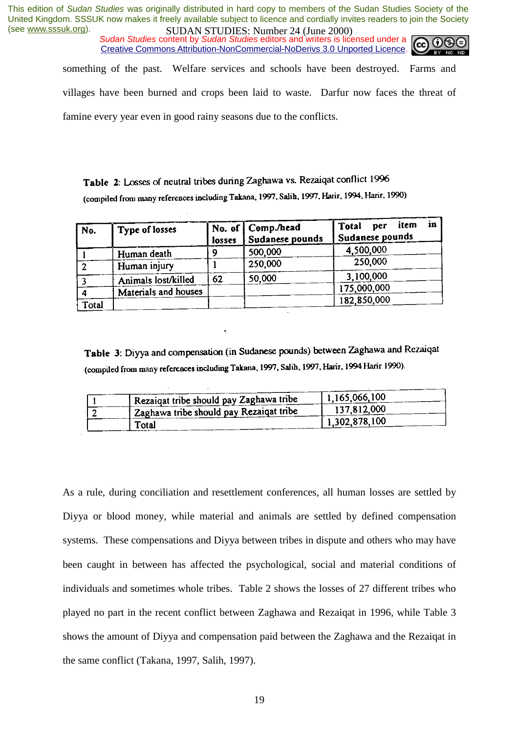something of the past. Welfare services and schools have been destroyed. Farms and villages have been burned and crops been laid to waste. Darfur now faces the threat of famine every year even in good rainy seasons due to the conflicts.

**Table 2**: Losses of neutral tribes during Zaghawa vs. Rezaiqat conflict 1996
(compiled from many references including Takana, 1997, Salih, 1997, Harir, 1994, Harir, 1990)

| No. | Type of losses | No. of losses | Comp./head Sudanese pounds | Total per item in Sudanese pounds |
|---|---|---|---|---|
| 1 | Human death | 9 | 500,000 | 4,500,000 |
| 2 | Human injury | 1 | 250,000 | 250,000 |
| 3 | Animals lost/killed | 62 | 50,000 | 3,100,000 |
| 4 | Materials and houses | | | 175,000,000 |
| Total | | | | 182,850,000 |

**Table 3**: Diyya and compensation (in Sudanese pounds) between Zaghawa and Rezaiqat
(compiled from many references including Takana, 1997, Salih, 1997, Harir, 1994 Harir 1990).

| | | |
|---|---|---|
| 1 | Rezaiqat tribe should pay Zaghawa tribe | 1,165,066,100 |
| 2 | Zaghawa tribe should pay Rezaiqat tribe | 137,812,000 |
| | Total | 1,302,878,100 |

As a rule, during conciliation and resettlement conferences, all human losses are settled by Diyya or blood money, while material and animals are settled by defined compensation systems. These compensations and Diyya between tribes in dispute and others who may have been caught in between has affected the psychological, social and material conditions of individuals and sometimes whole tribes. Table 2 shows the losses of 27 different tribes who played no part in the recent conflict between Zaghawa and Rezaiqat in 1996, while Table 3 shows the amount of Diyya and compensation paid between the Zaghawa and the Rezaiqat in the same conflict (Takana, 1997, Salih, 1997).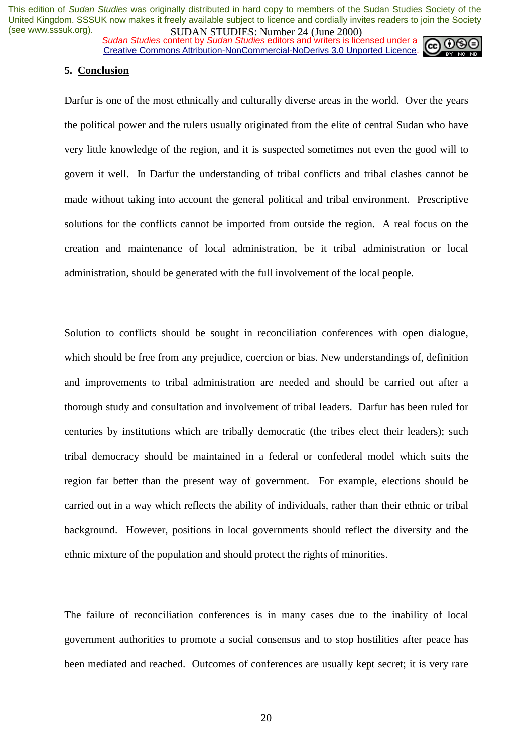## 5. Conclusion

Darfur is one of the most ethnically and culturally diverse areas in the world. Over the years the political power and the rulers usually originated from the elite of central Sudan who have very little knowledge of the region, and it is suspected sometimes not even the good will to govern it well. In Darfur the understanding of tribal conflicts and tribal clashes cannot be made without taking into account the general political and tribal environment. Prescriptive solutions for the conflicts cannot be imported from outside the region. A real focus on the creation and maintenance of local administration, be it tribal administration or local administration, should be generated with the full involvement of the local people.

Solution to conflicts should be sought in reconciliation conferences with open dialogue, which should be free from any prejudice, coercion or bias. New understandings of, definition and improvements to tribal administration are needed and should be carried out after a thorough study and consultation and involvement of tribal leaders. Darfur has been ruled for centuries by institutions which are tribally democratic (the tribes elect their leaders); such tribal democracy should be maintained in a federal or confederal model which suits the region far better than the present way of government. For example, elections should be carried out in a way which reflects the ability of individuals, rather than their ethnic or tribal background. However, positions in local governments should reflect the diversity and the ethnic mixture of the population and should protect the rights of minorities.

The failure of reconciliation conferences is in many cases due to the inability of local government authorities to promote a social consensus and to stop hostilities after peace has been mediated and reached. Outcomes of conferences are usually kept secret; it is very rare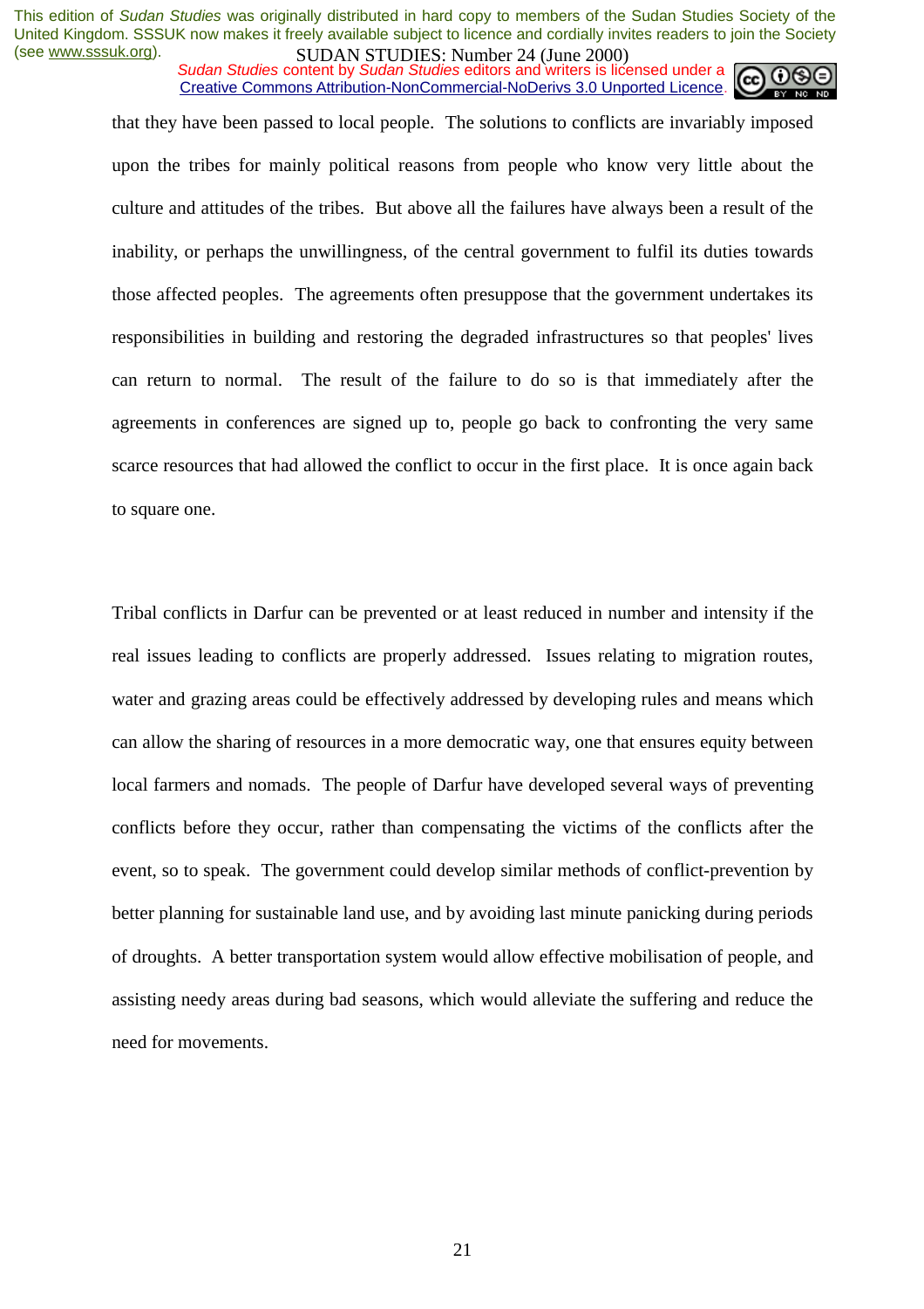that they have been passed to local people. The solutions to conflicts are invariably imposed upon the tribes for mainly political reasons from people who know very little about the culture and attitudes of the tribes. But above all the failures have always been a result of the inability, or perhaps the unwillingness, of the central government to fulfil its duties towards those affected peoples. The agreements often presuppose that the government undertakes its responsibilities in building and restoring the degraded infrastructures so that peoples' lives can return to normal. The result of the failure to do so is that immediately after the agreements in conferences are signed up to, people go back to confronting the very same scarce resources that had allowed the conflict to occur in the first place. It is once again back to square one.

Tribal conflicts in Darfur can be prevented or at least reduced in number and intensity if the real issues leading to conflicts are properly addressed. Issues relating to migration routes, water and grazing areas could be effectively addressed by developing rules and means which can allow the sharing of resources in a more democratic way, one that ensures equity between local farmers and nomads. The people of Darfur have developed several ways of preventing conflicts before they occur, rather than compensating the victims of the conflicts after the event, so to speak. The government could develop similar methods of conflict-prevention by better planning for sustainable land use, and by avoiding last minute panicking during periods of droughts. A better transportation system would allow effective mobilisation of people, and assisting needy areas during bad seasons, which would alleviate the suffering and reduce the need for movements.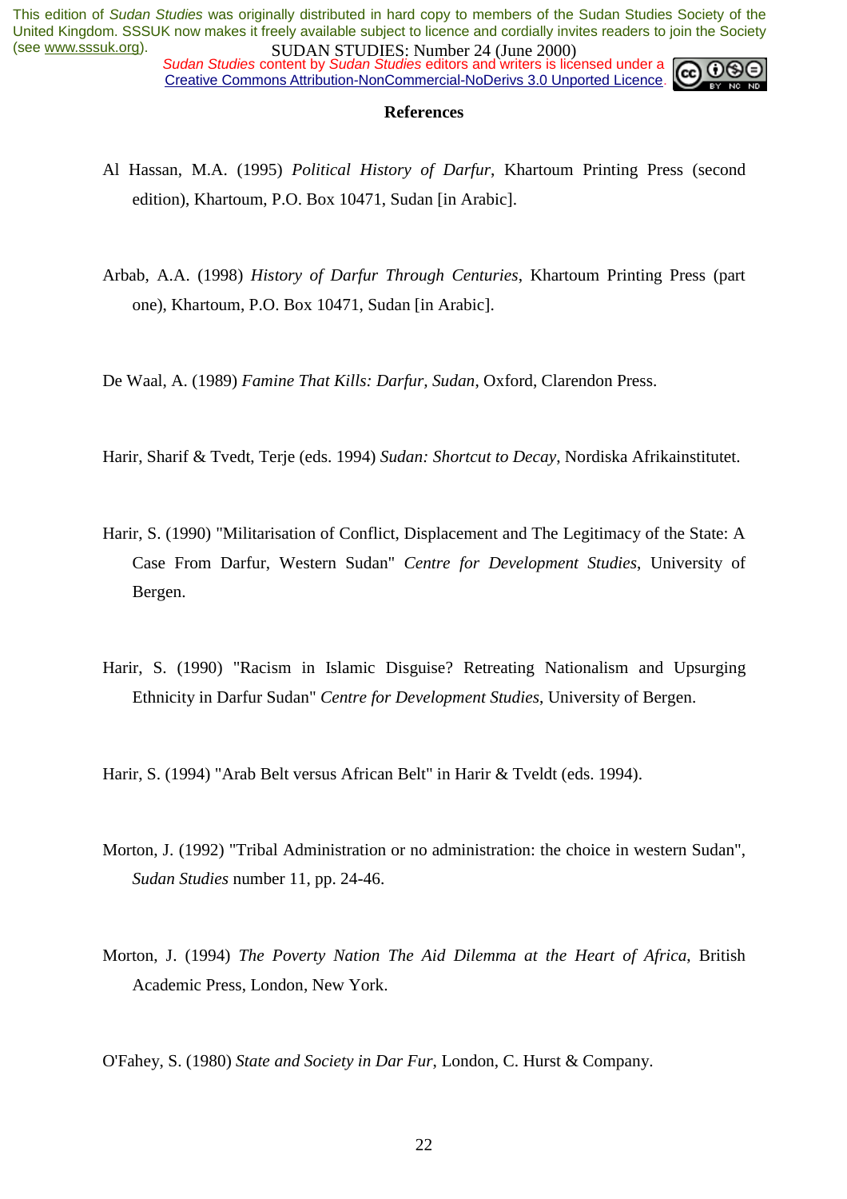## References

Al Hassan, M.A. (1995) *Political History of Darfur*, Khartoum Printing Press (second edition), Khartoum, P.O. Box 10471, Sudan [in Arabic].

Arbab, A.A. (1998) *History of Darfur Through Centuries*, Khartoum Printing Press (part one), Khartoum, P.O. Box 10471, Sudan [in Arabic].

De Waal, A. (1989) *Famine That Kills: Darfur, Sudan*, Oxford, Clarendon Press.

Harir, Sharif & Tvedt, Terje (eds. 1994) *Sudan: Shortcut to Decay*, Nordiska Afrikainstitutet.

Harir, S. (1990) "Militarisation of Conflict, Displacement and The Legitimacy of the State: A Case From Darfur, Western Sudan" *Centre for Development Studies*, University of Bergen.

Harir, S. (1990) "Racism in Islamic Disguise? Retreating Nationalism and Upsurging Ethnicity in Darfur Sudan" *Centre for Development Studies*, University of Bergen.

Harir, S. (1994) "Arab Belt versus African Belt" in Harir & Tveldt (eds. 1994).

Morton, J. (1992) "Tribal Administration or no administration: the choice in western Sudan", *Sudan Studies* number 11, pp. 24-46.

Morton, J. (1994) *The Poverty Nation The Aid Dilemma at the Heart of Africa*, British Academic Press, London, New York.

O'Fahey, S. (1980) *State and Society in Dar Fur*, London, C. Hurst & Company.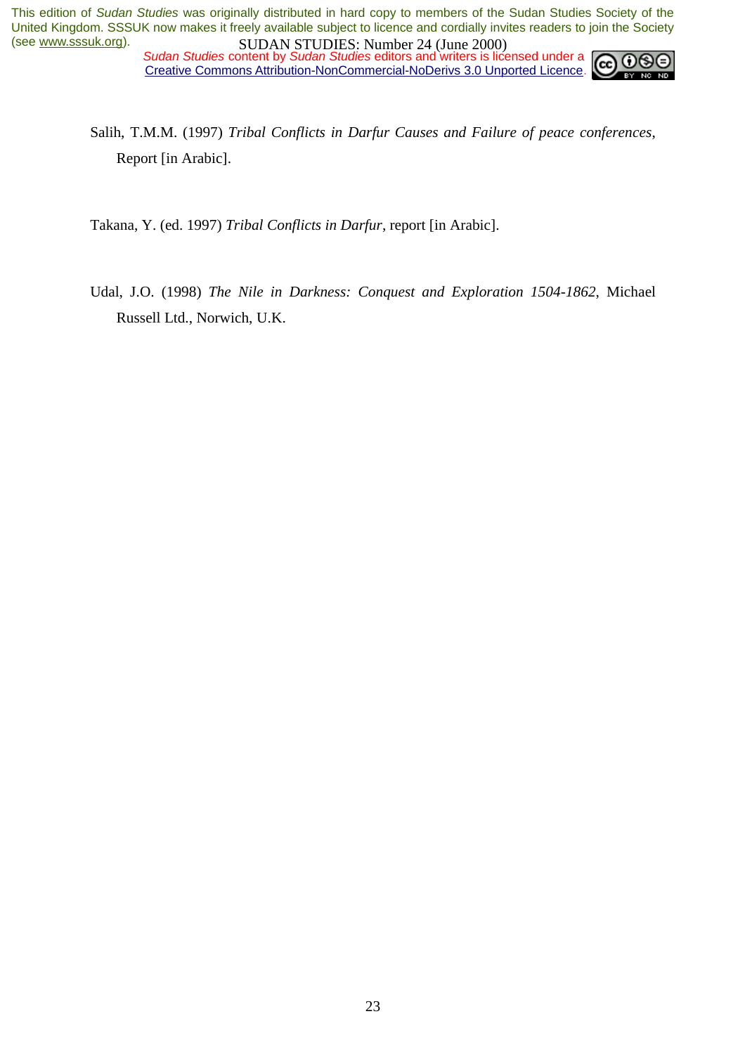Salih, T.M.M. (1997) *Tribal Conflicts in Darfur Causes and Failure of peace conferences*, Report [in Arabic].

Takana, Y. (ed. 1997) *Tribal Conflicts in Darfur*, report [in Arabic].

Udal, J.O. (1998) *The Nile in Darkness: Conquest and Exploration 1504-1862*, Michael Russell Ltd., Norwich, U.K.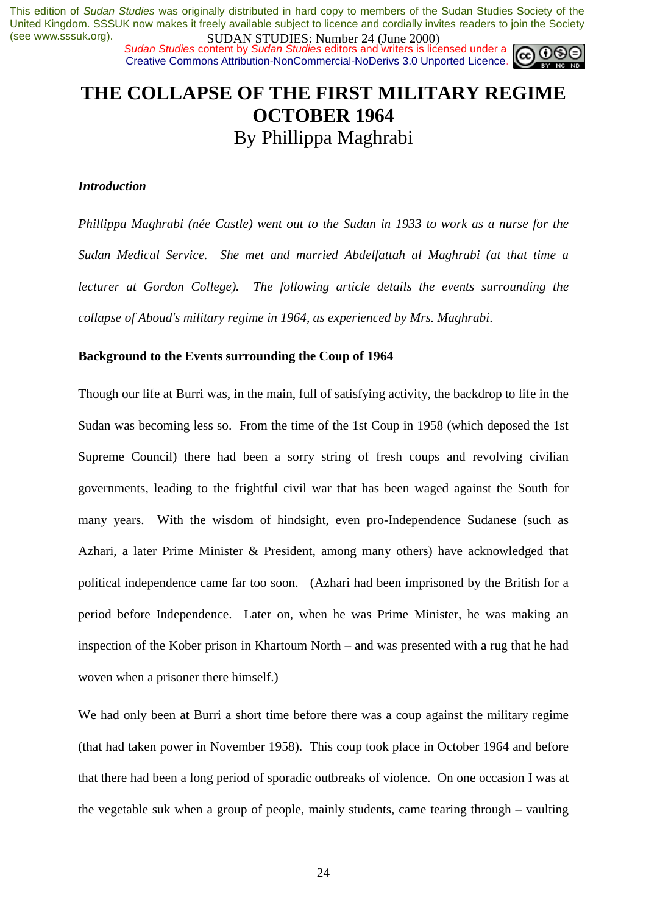This edition of *Sudan Studies* was originally distributed in hard copy to members of the Sudan Studies Society of the United Kingdom. SSSUK now makes it freely available subject to licence and cordially invites readers to join the Society (see www.sssuk.org).

*Sudan Studies* content by *Sudan Studies* editors and writers is licensed under a Creative Commons Attribution-NonCommercial-NoDerivs 3.0 Unported Licence.

# THE COLLAPSE OF THE FIRST MILITARY REGIME OCTOBER 1964

## By Phillippa Maghrabi

### *Introduction*

*Phillippa Maghrabi (née Castle) went out to the Sudan in 1933 to work as a nurse for the Sudan Medical Service. She met and married Abdelfattah al Maghrabi (at that time a lecturer at Gordon College). The following article details the events surrounding the collapse of Aboud's military regime in 1964, as experienced by Mrs. Maghrabi.*

### Background to the Events surrounding the Coup of 1964

Though our life at Burri was, in the main, full of satisfying activity, the backdrop to life in the Sudan was becoming less so. From the time of the 1st Coup in 1958 (which deposed the 1st Supreme Council) there had been a sorry string of fresh coups and revolving civilian governments, leading to the frightful civil war that has been waged against the South for many years. With the wisdom of hindsight, even pro-Independence Sudanese (such as Azhari, a later Prime Minister & President, among many others) have acknowledged that political independence came far too soon. (Azhari had been imprisoned by the British for a period before Independence. Later on, when he was Prime Minister, he was making an inspection of the Kober prison in Khartoum North – and was presented with a rug that he had woven when a prisoner there himself.)

We had only been at Burri a short time before there was a coup against the military regime (that had taken power in November 1958). This coup took place in October 1964 and before that there had been a long period of sporadic outbreaks of violence. On one occasion I was at the vegetable suk when a group of people, mainly students, came tearing through – vaulting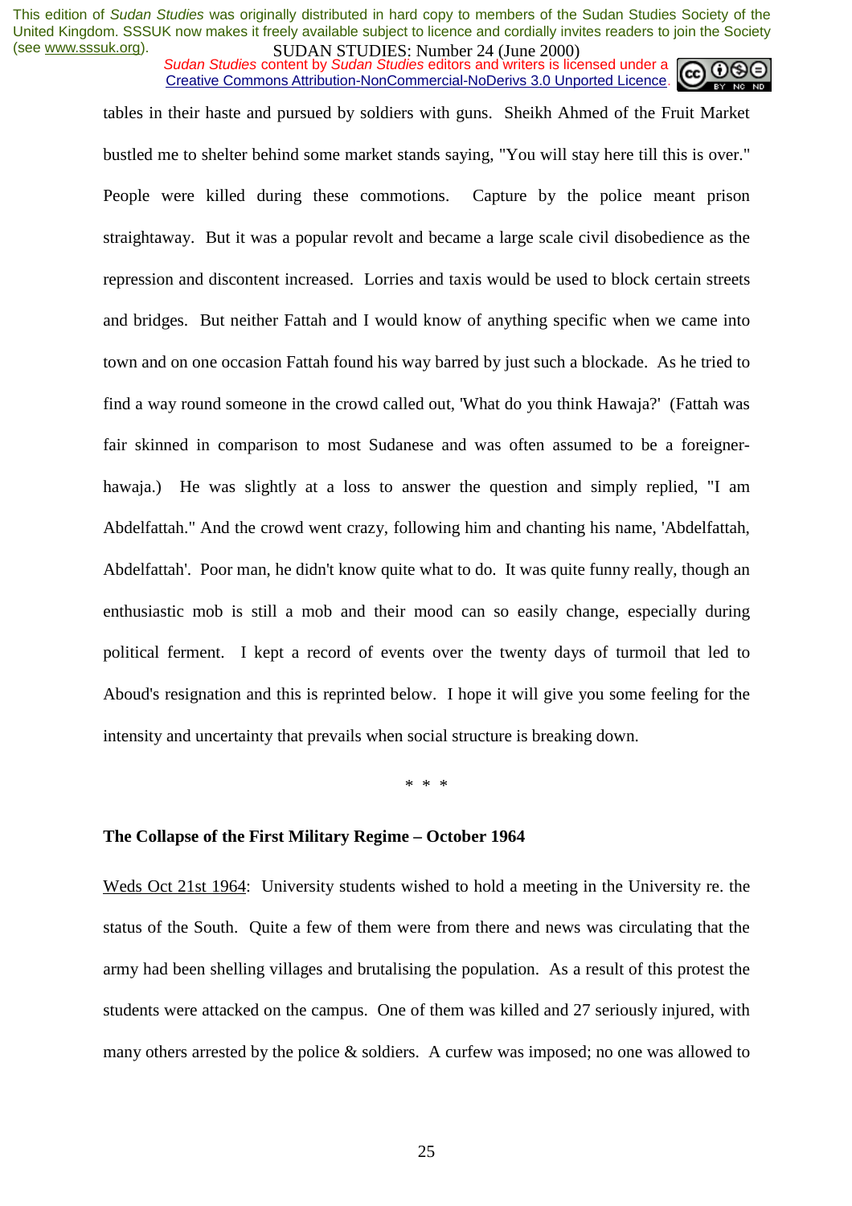tables in their haste and pursued by soldiers with guns. Sheikh Ahmed of the Fruit Market bustled me to shelter behind some market stands saying, "You will stay here till this is over." People were killed during these commotions. Capture by the police meant prison straightaway. But it was a popular revolt and became a large scale civil disobedience as the repression and discontent increased. Lorries and taxis would be used to block certain streets and bridges. But neither Fattah and I would know of anything specific when we came into town and on one occasion Fattah found his way barred by just such a blockade. As he tried to find a way round someone in the crowd called out, 'What do you think Hawaja?' (Fattah was fair skinned in comparison to most Sudanese and was often assumed to be a foreigner-hawaja.) He was slightly at a loss to answer the question and simply replied, "I am Abdelfattah." And the crowd went crazy, following him and chanting his name, 'Abdelfattah, Abdelfattah'. Poor man, he didn't know quite what to do. It was quite funny really, though an enthusiastic mob is still a mob and their mood can so easily change, especially during political ferment. I kept a record of events over the twenty days of turmoil that led to Aboud's resignation and this is reprinted below. I hope it will give you some feeling for the intensity and uncertainty that prevails when social structure is breaking down.

\* \* \*

**The Collapse of the First Military Regime – October 1964**

Weds Oct 21st 1964: University students wished to hold a meeting in the University re. the status of the South. Quite a few of them were from there and news was circulating that the army had been shelling villages and brutalising the population. As a result of this protest the students were attacked on the campus. One of them was killed and 27 seriously injured, with many others arrested by the police & soldiers. A curfew was imposed; no one was allowed to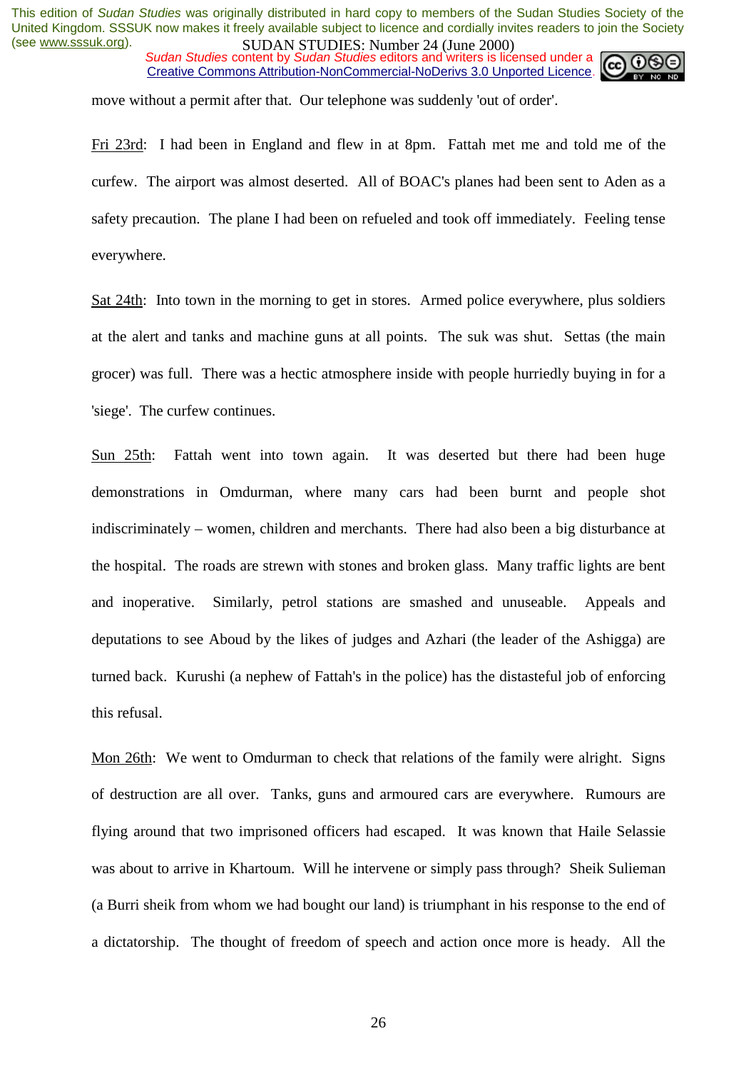move without a permit after that. Our telephone was suddenly 'out of order'.

Fri 23rd: I had been in England and flew in at 8pm. Fattah met me and told me of the curfew. The airport was almost deserted. All of BOAC's planes had been sent to Aden as a safety precaution. The plane I had been on refueled and took off immediately. Feeling tense everywhere.

Sat 24th: Into town in the morning to get in stores. Armed police everywhere, plus soldiers at the alert and tanks and machine guns at all points. The suk was shut. Settas (the main grocer) was full. There was a hectic atmosphere inside with people hurriedly buying in for a 'siege'. The curfew continues.

Sun 25th: Fattah went into town again. It was deserted but there had been huge demonstrations in Omdurman, where many cars had been burnt and people shot indiscriminately – women, children and merchants. There had also been a big disturbance at the hospital. The roads are strewn with stones and broken glass. Many traffic lights are bent and inoperative. Similarly, petrol stations are smashed and unuseable. Appeals and deputations to see Aboud by the likes of judges and Azhari (the leader of the Ashigga) are turned back. Kurushi (a nephew of Fattah's in the police) has the distasteful job of enforcing this refusal.

Mon 26th: We went to Omdurman to check that relations of the family were alright. Signs of destruction are all over. Tanks, guns and armoured cars are everywhere. Rumours are flying around that two imprisoned officers had escaped. It was known that Haile Selassie was about to arrive in Khartoum. Will he intervene or simply pass through? Sheik Sulieman (a Burri sheik from whom we had bought our land) is triumphant in his response to the end of a dictatorship. The thought of freedom of speech and action once more is heady. All the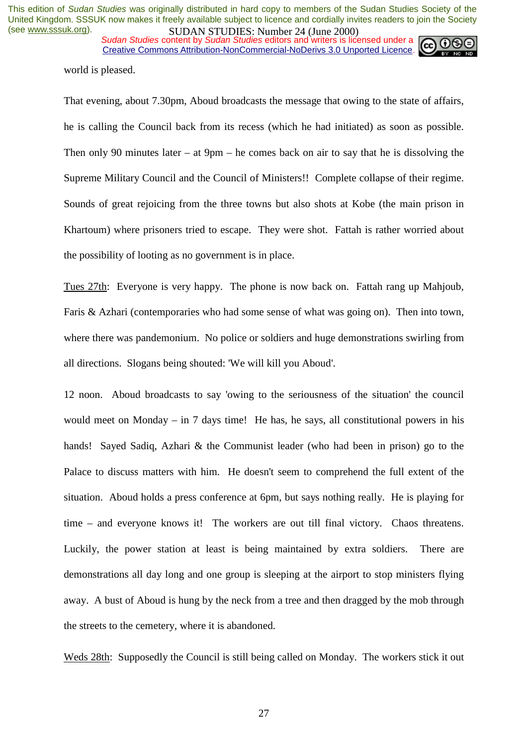world is pleased.

That evening, about 7.30pm, Aboud broadcasts the message that owing to the state of affairs, he is calling the Council back from its recess (which he had initiated) as soon as possible. Then only 90 minutes later – at 9pm – he comes back on air to say that he is dissolving the Supreme Military Council and the Council of Ministers!! Complete collapse of their regime. Sounds of great rejoicing from the three towns but also shots at Kobe (the main prison in Khartoum) where prisoners tried to escape. They were shot. Fattah is rather worried about the possibility of looting as no government is in place.

Tues 27th: Everyone is very happy. The phone is now back on. Fattah rang up Mahjoub, Faris & Azhari (contemporaries who had some sense of what was going on). Then into town, where there was pandemonium. No police or soldiers and huge demonstrations swirling from all directions. Slogans being shouted: 'We will kill you Aboud'.

12 noon. Aboud broadcasts to say 'owing to the seriousness of the situation' the council would meet on Monday – in 7 days time! He has, he says, all constitutional powers in his hands! Sayed Sadiq, Azhari & the Communist leader (who had been in prison) go to the Palace to discuss matters with him. He doesn't seem to comprehend the full extent of the situation. Aboud holds a press conference at 6pm, but says nothing really. He is playing for time – and everyone knows it! The workers are out till final victory. Chaos threatens. Luckily, the power station at least is being maintained by extra soldiers. There are demonstrations all day long and one group is sleeping at the airport to stop ministers flying away. A bust of Aboud is hung by the neck from a tree and then dragged by the mob through the streets to the cemetery, where it is abandoned.

Weds 28th: Supposedly the Council is still being called on Monday. The workers stick it out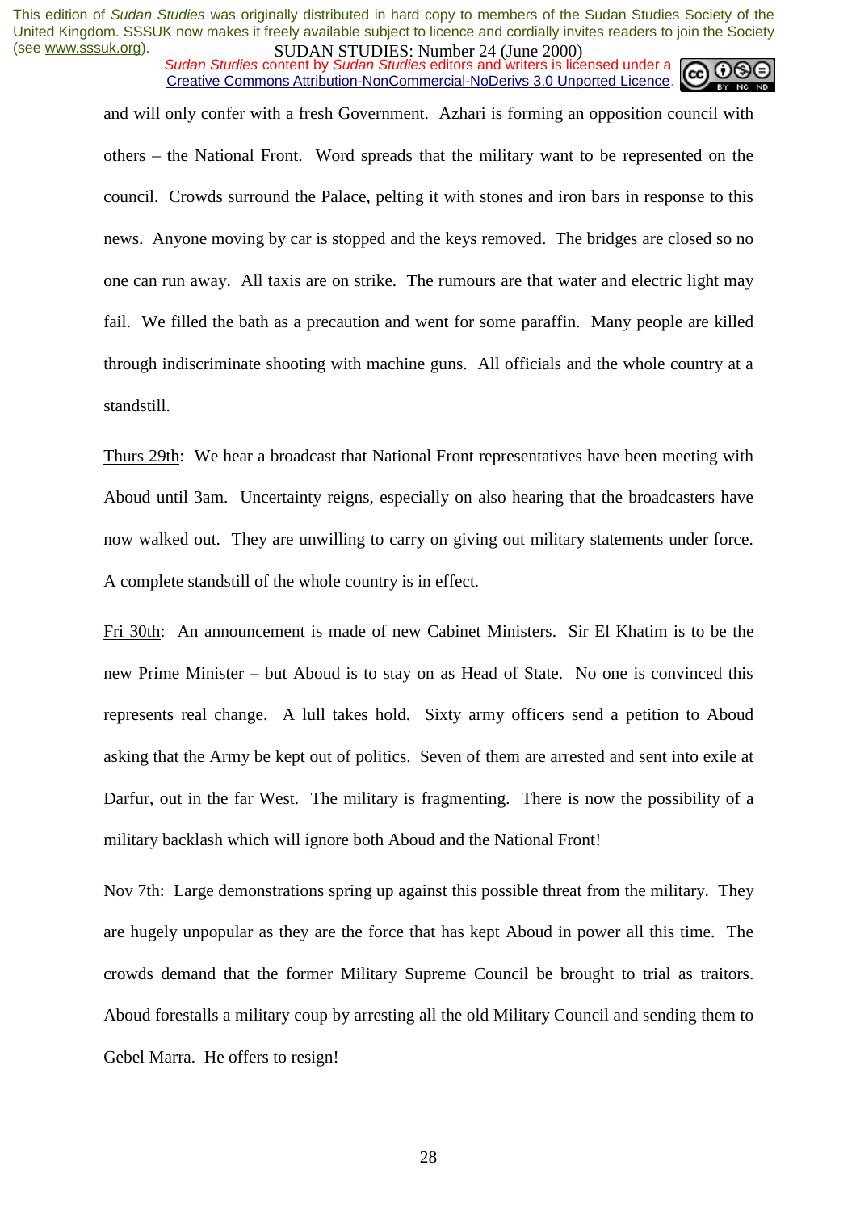and will only confer with a fresh Government. Azhari is forming an opposition council with others – the National Front. Word spreads that the military want to be represented on the council. Crowds surround the Palace, pelting it with stones and iron bars in response to this news. Anyone moving by car is stopped and the keys removed. The bridges are closed so no one can run away. All taxis are on strike. The rumours are that water and electric light may fail. We filled the bath as a precaution and went for some paraffin. Many people are killed through indiscriminate shooting with machine guns. All officials and the whole country at a standstill.

Thurs 29th: We hear a broadcast that National Front representatives have been meeting with Aboud until 3am. Uncertainty reigns, especially on also hearing that the broadcasters have now walked out. They are unwilling to carry on giving out military statements under force. A complete standstill of the whole country is in effect.

Fri 30th: An announcement is made of new Cabinet Ministers. Sir El Khatim is to be the new Prime Minister – but Aboud is to stay on as Head of State. No one is convinced this represents real change. A lull takes hold. Sixty army officers send a petition to Aboud asking that the Army be kept out of politics. Seven of them are arrested and sent into exile at Darfur, out in the far West. The military is fragmenting. There is now the possibility of a military backlash which will ignore both Aboud and the National Front!

Nov 7th: Large demonstrations spring up against this possible threat from the military. They are hugely unpopular as they are the force that has kept Aboud in power all this time. The crowds demand that the former Military Supreme Council be brought to trial as traitors. Aboud forestalls a military coup by arresting all the old Military Council and sending them to Gebel Marra. He offers to resign!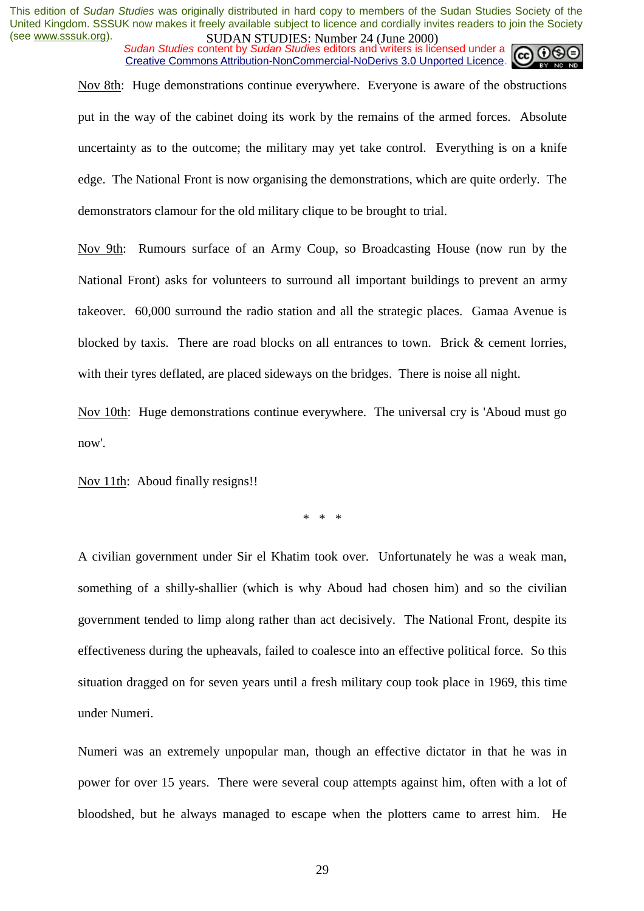Nov 8th: Huge demonstrations continue everywhere. Everyone is aware of the obstructions put in the way of the cabinet doing its work by the remains of the armed forces. Absolute uncertainty as to the outcome; the military may yet take control. Everything is on a knife edge. The National Front is now organising the demonstrations, which are quite orderly. The demonstrators clamour for the old military clique to be brought to trial.

Nov 9th: Rumours surface of an Army Coup, so Broadcasting House (now run by the National Front) asks for volunteers to surround all important buildings to prevent an army takeover. 60,000 surround the radio station and all the strategic places. Gamaa Avenue is blocked by taxis. There are road blocks on all entrances to town. Brick & cement lorries, with their tyres deflated, are placed sideways on the bridges. There is noise all night.

Nov 10th: Huge demonstrations continue everywhere. The universal cry is 'Aboud must go now'.

Nov 11th: Aboud finally resigns!!

\* \* \*

A civilian government under Sir el Khatim took over. Unfortunately he was a weak man, something of a shilly-shallier (which is why Aboud had chosen him) and so the civilian government tended to limp along rather than act decisively. The National Front, despite its effectiveness during the upheavals, failed to coalesce into an effective political force. So this situation dragged on for seven years until a fresh military coup took place in 1969, this time under Numeri.

Numeri was an extremely unpopular man, though an effective dictator in that he was in power for over 15 years. There were several coup attempts against him, often with a lot of bloodshed, but he always managed to escape when the plotters came to arrest him. He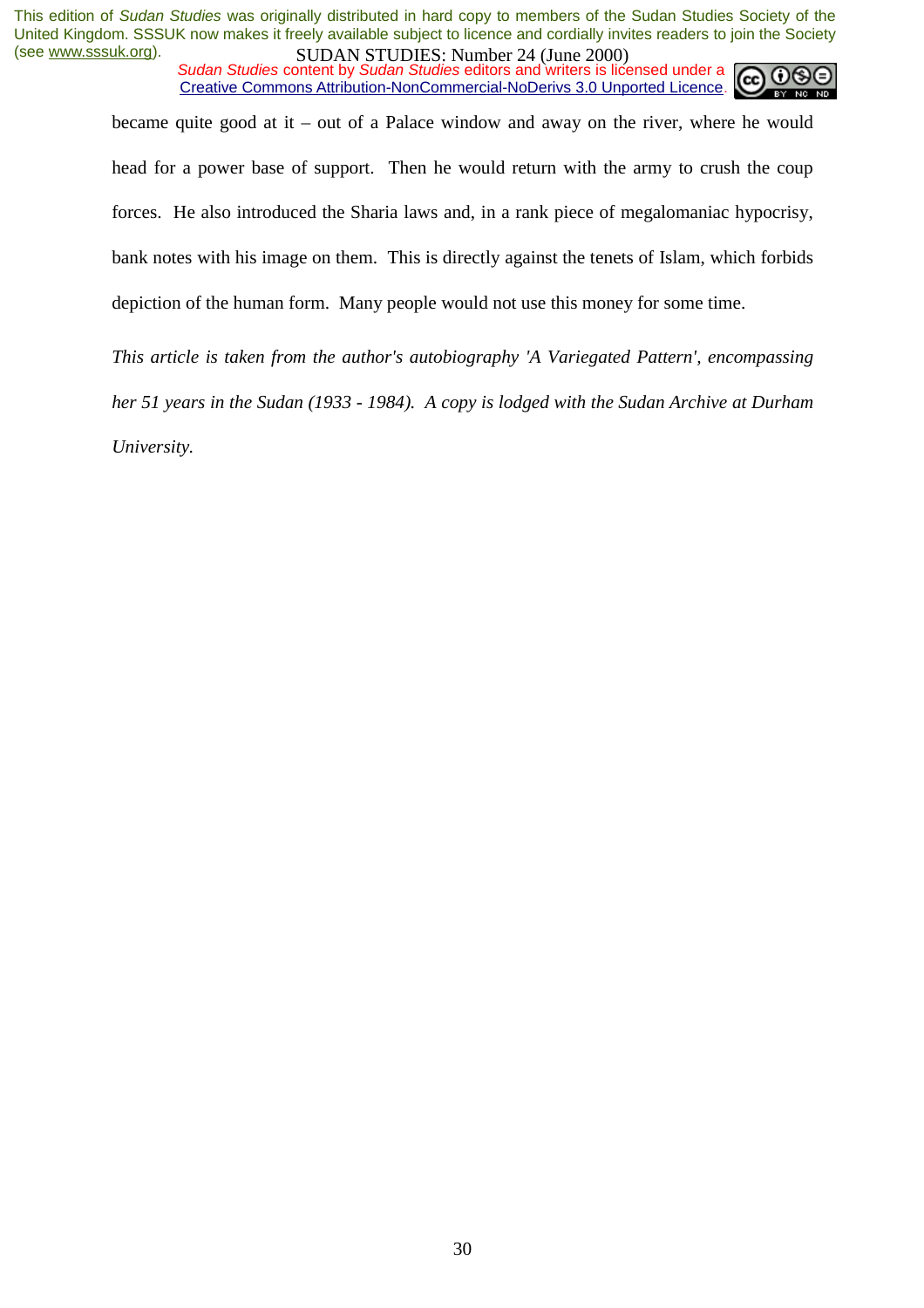became quite good at it – out of a Palace window and away on the river, where he would head for a power base of support. Then he would return with the army to crush the coup forces. He also introduced the Sharia laws and, in a rank piece of megalomaniac hypocrisy, bank notes with his image on them. This is directly against the tenets of Islam, which forbids depiction of the human form. Many people would not use this money for some time.

*This article is taken from the author's autobiography 'A Variegated Pattern', encompassing her 51 years in the Sudan (1933 - 1984). A copy is lodged with the Sudan Archive at Durham University.*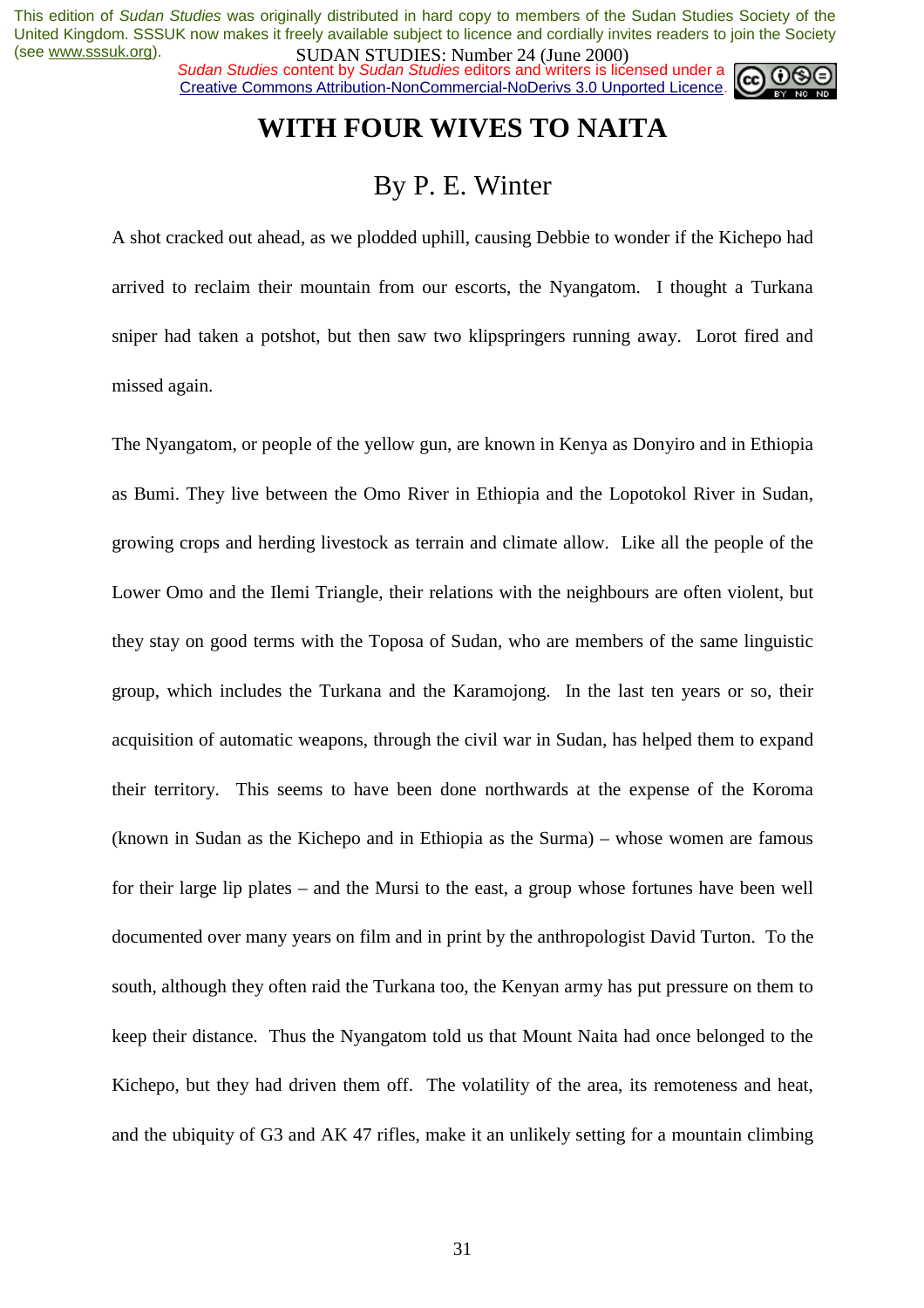# WITH FOUR WIVES TO NAITA

## By P. E. Winter

A shot cracked out ahead, as we plodded uphill, causing Debbie to wonder if the Kichepo had arrived to reclaim their mountain from our escorts, the Nyangatom. I thought a Turkana sniper had taken a potshot, but then saw two klipspringers running away. Lorot fired and missed again.

The Nyangatom, or people of the yellow gun, are known in Kenya as Donyiro and in Ethiopia as Bumi. They live between the Omo River in Ethiopia and the Lopotokol River in Sudan, growing crops and herding livestock as terrain and climate allow. Like all the people of the Lower Omo and the Ilemi Triangle, their relations with the neighbours are often violent, but they stay on good terms with the Toposa of Sudan, who are members of the same linguistic group, which includes the Turkana and the Karamojong. In the last ten years or so, their acquisition of automatic weapons, through the civil war in Sudan, has helped them to expand their territory. This seems to have been done northwards at the expense of the Koroma (known in Sudan as the Kichepo and in Ethiopia as the Surma) – whose women are famous for their large lip plates – and the Mursi to the east, a group whose fortunes have been well documented over many years on film and in print by the anthropologist David Turton. To the south, although they often raid the Turkana too, the Kenyan army has put pressure on them to keep their distance. Thus the Nyangatom told us that Mount Naita had once belonged to the Kichepo, but they had driven them off. The volatility of the area, its remoteness and heat, and the ubiquity of G3 and AK 47 rifles, make it an unlikely setting for a mountain climbing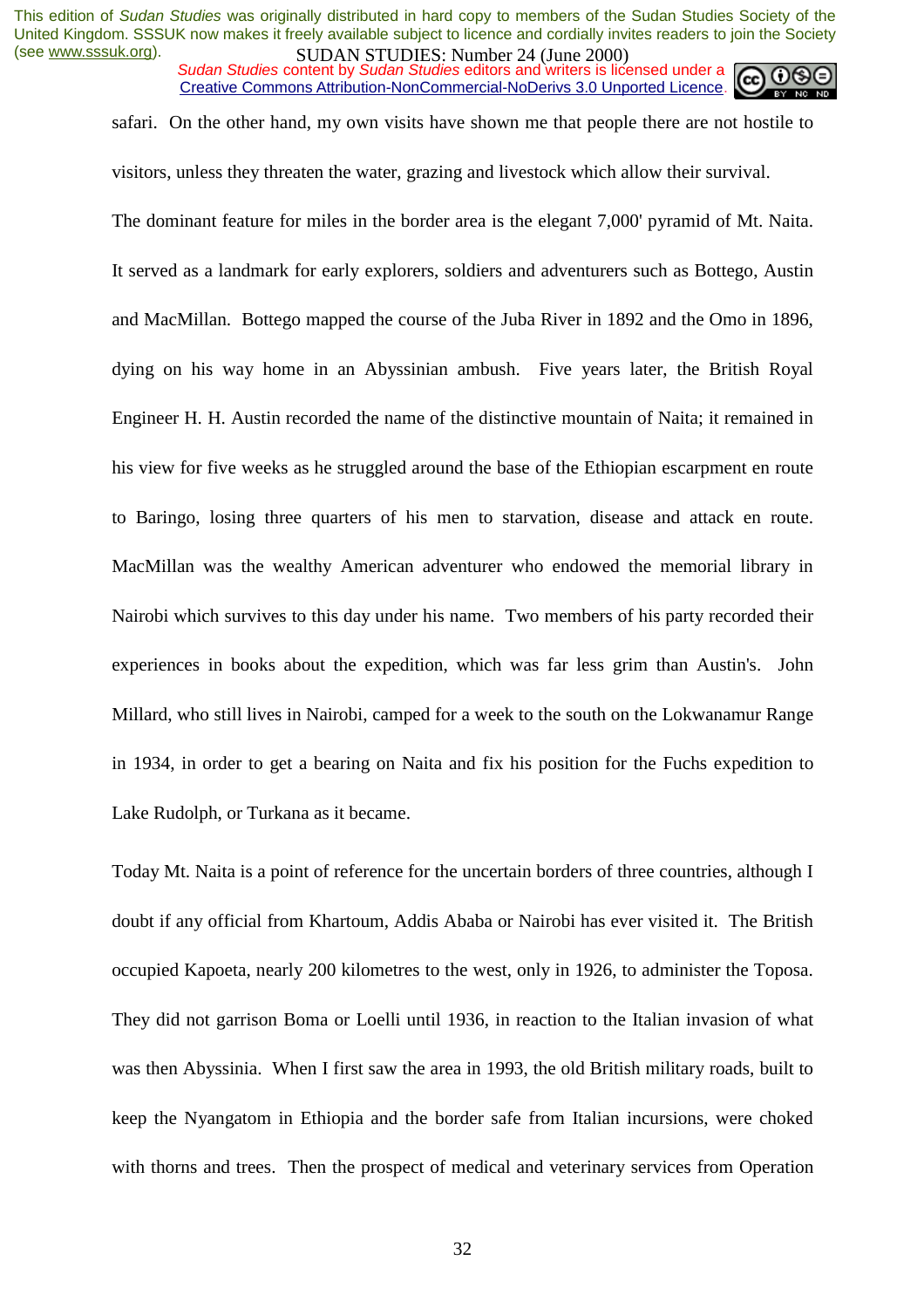safari. On the other hand, my own visits have shown me that people there are not hostile to visitors, unless they threaten the water, grazing and livestock which allow their survival.

The dominant feature for miles in the border area is the elegant 7,000' pyramid of Mt. Naita. It served as a landmark for early explorers, soldiers and adventurers such as Bottego, Austin and MacMillan. Bottego mapped the course of the Juba River in 1892 and the Omo in 1896, dying on his way home in an Abyssinian ambush. Five years later, the British Royal Engineer H. H. Austin recorded the name of the distinctive mountain of Naita; it remained in his view for five weeks as he struggled around the base of the Ethiopian escarpment en route to Baringo, losing three quarters of his men to starvation, disease and attack en route. MacMillan was the wealthy American adventurer who endowed the memorial library in Nairobi which survives to this day under his name. Two members of his party recorded their experiences in books about the expedition, which was far less grim than Austin's. John Millard, who still lives in Nairobi, camped for a week to the south on the Lokwanamur Range in 1934, in order to get a bearing on Naita and fix his position for the Fuchs expedition to Lake Rudolph, or Turkana as it became.

Today Mt. Naita is a point of reference for the uncertain borders of three countries, although I doubt if any official from Khartoum, Addis Ababa or Nairobi has ever visited it. The British occupied Kapoeta, nearly 200 kilometres to the west, only in 1926, to administer the Toposa. They did not garrison Boma or Loelli until 1936, in reaction to the Italian invasion of what was then Abyssinia. When I first saw the area in 1993, the old British military roads, built to keep the Nyangatom in Ethiopia and the border safe from Italian incursions, were choked with thorns and trees. Then the prospect of medical and veterinary services from Operation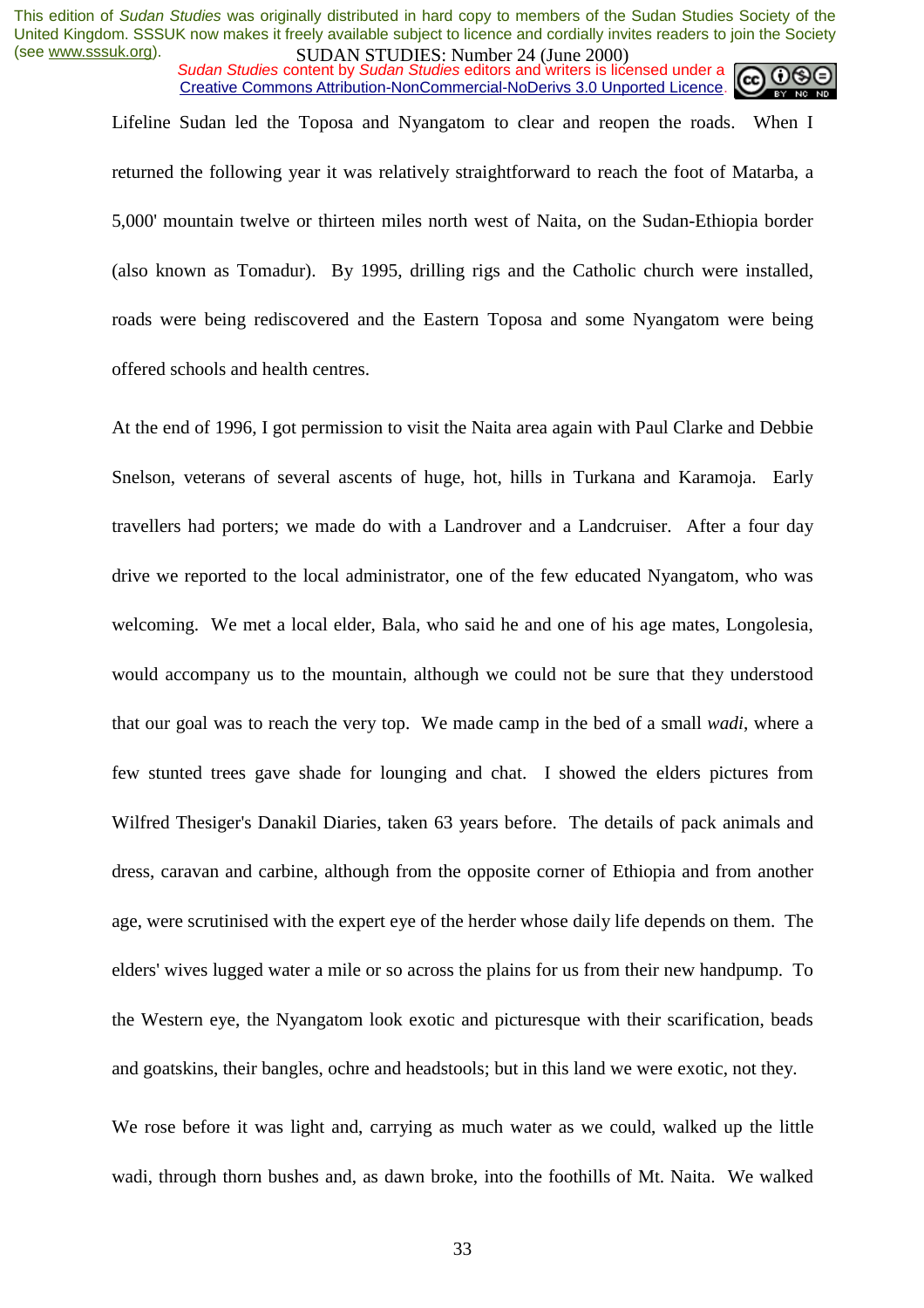Lifeline Sudan led the Toposa and Nyangatom to clear and reopen the roads. When I returned the following year it was relatively straightforward to reach the foot of Matarba, a 5,000' mountain twelve or thirteen miles north west of Naita, on the Sudan-Ethiopia border (also known as Tomadur). By 1995, drilling rigs and the Catholic church were installed, roads were being rediscovered and the Eastern Toposa and some Nyangatom were being offered schools and health centres.

At the end of 1996, I got permission to visit the Naita area again with Paul Clarke and Debbie Snelson, veterans of several ascents of huge, hot, hills in Turkana and Karamoja. Early travellers had porters; we made do with a Landrover and a Landcruiser. After a four day drive we reported to the local administrator, one of the few educated Nyangatom, who was welcoming. We met a local elder, Bala, who said he and one of his age mates, Longolesia, would accompany us to the mountain, although we could not be sure that they understood that our goal was to reach the very top. We made camp in the bed of a small *wadi*, where a few stunted trees gave shade for lounging and chat. I showed the elders pictures from Wilfred Thesiger's Danakil Diaries, taken 63 years before. The details of pack animals and dress, caravan and carbine, although from the opposite corner of Ethiopia and from another age, were scrutinised with the expert eye of the herder whose daily life depends on them. The elders' wives lugged water a mile or so across the plains for us from their new handpump. To the Western eye, the Nyangatom look exotic and picturesque with their scarification, beads and goatskins, their bangles, ochre and headstools; but in this land we were exotic, not they.

We rose before it was light and, carrying as much water as we could, walked up the little wadi, through thorn bushes and, as dawn broke, into the foothills of Mt. Naita. We walked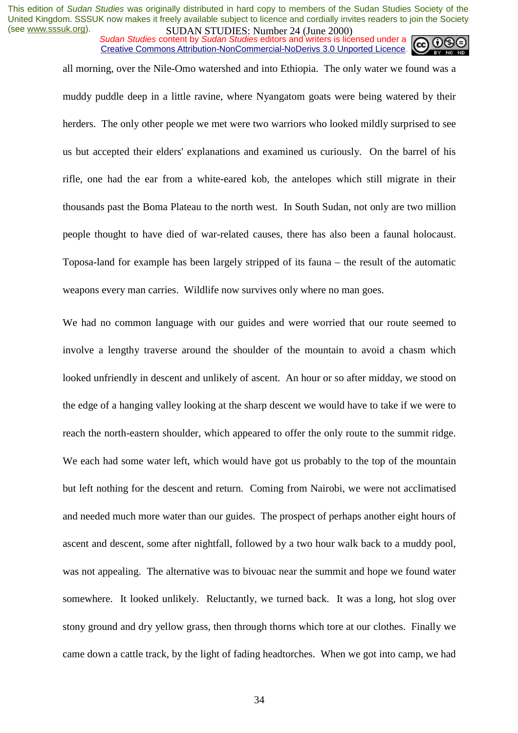all morning, over the Nile-Omo watershed and into Ethiopia. The only water we found was a muddy puddle deep in a little ravine, where Nyangatom goats were being watered by their herders. The only other people we met were two warriors who looked mildly surprised to see us but accepted their elders' explanations and examined us curiously. On the barrel of his rifle, one had the ear from a white-eared kob, the antelopes which still migrate in their thousands past the Boma Plateau to the north west. In South Sudan, not only are two million people thought to have died of war-related causes, there has also been a faunal holocaust. Toposa-land for example has been largely stripped of its fauna – the result of the automatic weapons every man carries. Wildlife now survives only where no man goes.

We had no common language with our guides and were worried that our route seemed to involve a lengthy traverse around the shoulder of the mountain to avoid a chasm which looked unfriendly in descent and unlikely of ascent. An hour or so after midday, we stood on the edge of a hanging valley looking at the sharp descent we would have to take if we were to reach the north-eastern shoulder, which appeared to offer the only route to the summit ridge. We each had some water left, which would have got us probably to the top of the mountain but left nothing for the descent and return. Coming from Nairobi, we were not acclimatised and needed much more water than our guides. The prospect of perhaps another eight hours of ascent and descent, some after nightfall, followed by a two hour walk back to a muddy pool, was not appealing. The alternative was to bivouac near the summit and hope we found water somewhere. It looked unlikely. Reluctantly, we turned back. It was a long, hot slog over stony ground and dry yellow grass, then through thorns which tore at our clothes. Finally we came down a cattle track, by the light of fading headtorches. When we got into camp, we had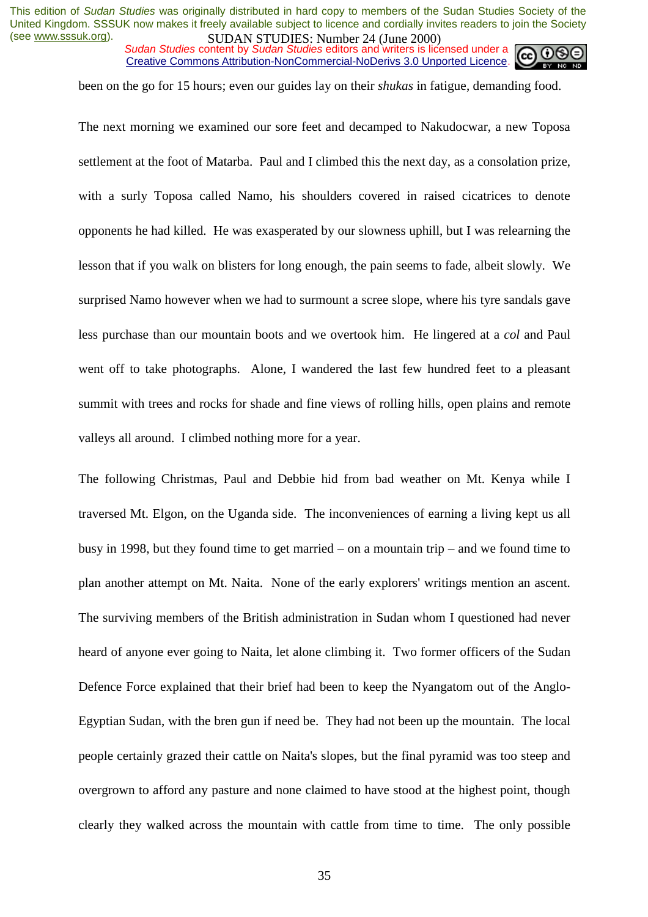been on the go for 15 hours; even our guides lay on their *shukas* in fatigue, demanding food.

The next morning we examined our sore feet and decamped to Nakudocwar, a new Toposa settlement at the foot of Matarba. Paul and I climbed this the next day, as a consolation prize, with a surly Toposa called Namo, his shoulders covered in raised cicatrices to denote opponents he had killed. He was exasperated by our slowness uphill, but I was relearning the lesson that if you walk on blisters for long enough, the pain seems to fade, albeit slowly. We surprised Namo however when we had to surmount a scree slope, where his tyre sandals gave less purchase than our mountain boots and we overtook him. He lingered at a *col* and Paul went off to take photographs. Alone, I wandered the last few hundred feet to a pleasant summit with trees and rocks for shade and fine views of rolling hills, open plains and remote valleys all around. I climbed nothing more for a year.

The following Christmas, Paul and Debbie hid from bad weather on Mt. Kenya while I traversed Mt. Elgon, on the Uganda side. The inconveniences of earning a living kept us all busy in 1998, but they found time to get married – on a mountain trip – and we found time to plan another attempt on Mt. Naita. None of the early explorers' writings mention an ascent. The surviving members of the British administration in Sudan whom I questioned had never heard of anyone ever going to Naita, let alone climbing it. Two former officers of the Sudan Defence Force explained that their brief had been to keep the Nyangatom out of the Anglo-Egyptian Sudan, with the bren gun if need be. They had not been up the mountain. The local people certainly grazed their cattle on Naita's slopes, but the final pyramid was too steep and overgrown to afford any pasture and none claimed to have stood at the highest point, though clearly they walked across the mountain with cattle from time to time. The only possible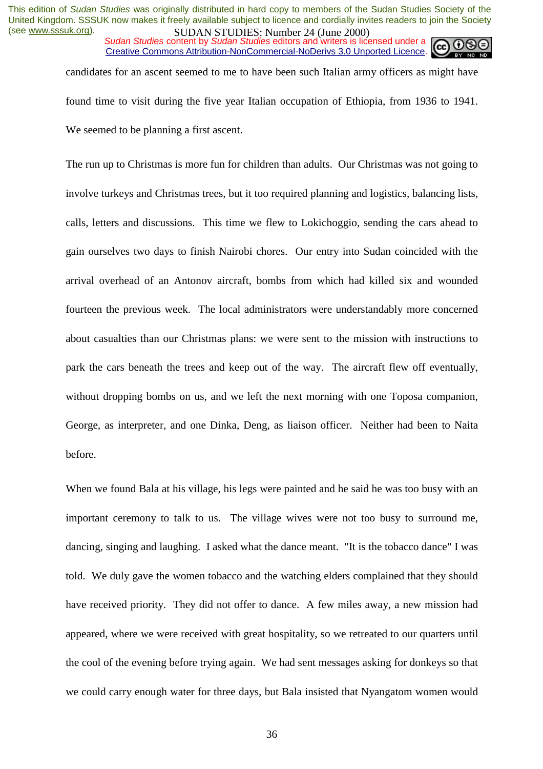candidates for an ascent seemed to me to have been such Italian army officers as might have found time to visit during the five year Italian occupation of Ethiopia, from 1936 to 1941. We seemed to be planning a first ascent.

The run up to Christmas is more fun for children than adults. Our Christmas was not going to involve turkeys and Christmas trees, but it too required planning and logistics, balancing lists, calls, letters and discussions. This time we flew to Lokichoggio, sending the cars ahead to gain ourselves two days to finish Nairobi chores. Our entry into Sudan coincided with the arrival overhead of an Antonov aircraft, bombs from which had killed six and wounded fourteen the previous week. The local administrators were understandably more concerned about casualties than our Christmas plans: we were sent to the mission with instructions to park the cars beneath the trees and keep out of the way. The aircraft flew off eventually, without dropping bombs on us, and we left the next morning with one Toposa companion, George, as interpreter, and one Dinka, Deng, as liaison officer. Neither had been to Naita before.

When we found Bala at his village, his legs were painted and he said he was too busy with an important ceremony to talk to us. The village wives were not too busy to surround me, dancing, singing and laughing. I asked what the dance meant. "It is the tobacco dance" I was told. We duly gave the women tobacco and the watching elders complained that they should have received priority. They did not offer to dance. A few miles away, a new mission had appeared, where we were received with great hospitality, so we retreated to our quarters until the cool of the evening before trying again. We had sent messages asking for donkeys so that we could carry enough water for three days, but Bala insisted that Nyangatom women would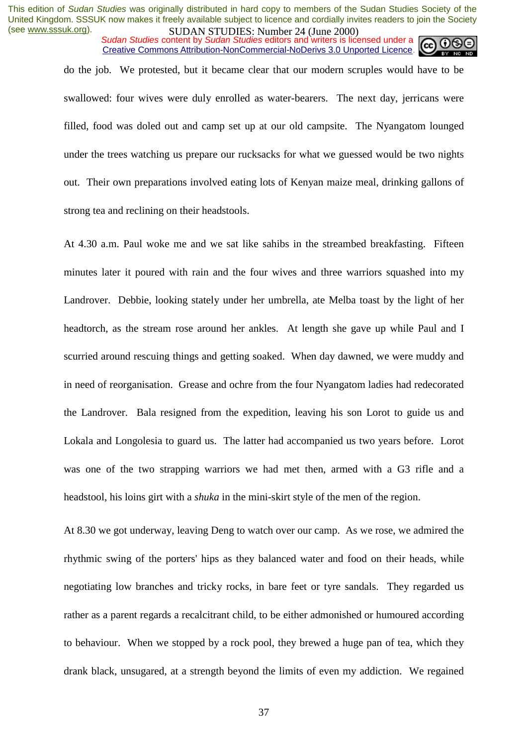do the job. We protested, but it became clear that our modern scruples would have to be swallowed: four wives were duly enrolled as water-bearers. The next day, jerricans were filled, food was doled out and camp set up at our old campsite. The Nyangatom lounged under the trees watching us prepare our rucksacks for what we guessed would be two nights out. Their own preparations involved eating lots of Kenyan maize meal, drinking gallons of strong tea and reclining on their headstools.

At 4.30 a.m. Paul woke me and we sat like sahibs in the streambed breakfasting. Fifteen minutes later it poured with rain and the four wives and three warriors squashed into my Landrover. Debbie, looking stately under her umbrella, ate Melba toast by the light of her headtorch, as the stream rose around her ankles. At length she gave up while Paul and I scurried around rescuing things and getting soaked. When day dawned, we were muddy and in need of reorganisation. Grease and ochre from the four Nyangatom ladies had redecorated the Landrover. Bala resigned from the expedition, leaving his son Lorot to guide us and Lokala and Longolesia to guard us. The latter had accompanied us two years before. Lorot was one of the two strapping warriors we had met then, armed with a G3 rifle and a headstool, his loins girt with a *shuka* in the mini-skirt style of the men of the region.

At 8.30 we got underway, leaving Deng to watch over our camp. As we rose, we admired the rhythmic swing of the porters' hips as they balanced water and food on their heads, while negotiating low branches and tricky rocks, in bare feet or tyre sandals. They regarded us rather as a parent regards a recalcitrant child, to be either admonished or humoured according to behaviour. When we stopped by a rock pool, they brewed a huge pan of tea, which they drank black, unsugared, at a strength beyond the limits of even my addiction. We regained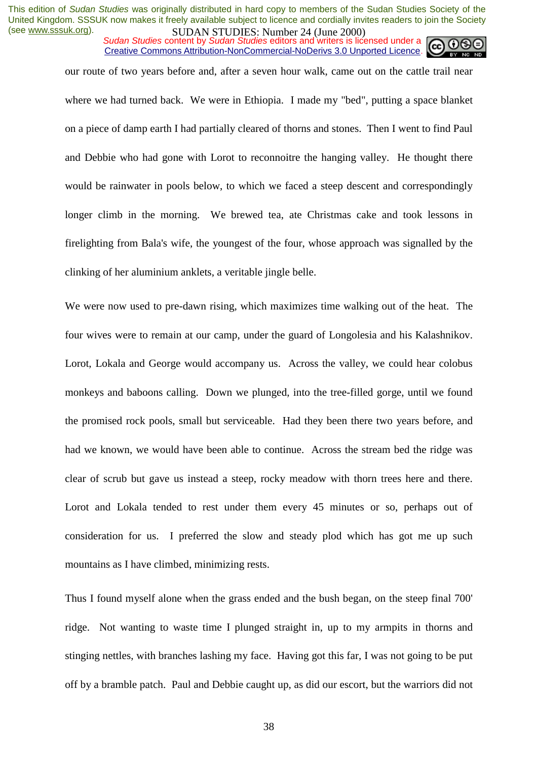our route of two years before and, after a seven hour walk, came out on the cattle trail near where we had turned back. We were in Ethiopia. I made my "bed", putting a space blanket on a piece of damp earth I had partially cleared of thorns and stones. Then I went to find Paul and Debbie who had gone with Lorot to reconnoitre the hanging valley. He thought there would be rainwater in pools below, to which we faced a steep descent and correspondingly longer climb in the morning. We brewed tea, ate Christmas cake and took lessons in firelighting from Bala's wife, the youngest of the four, whose approach was signalled by the clinking of her aluminium anklets, a veritable jingle belle.

We were now used to pre-dawn rising, which maximizes time walking out of the heat. The four wives were to remain at our camp, under the guard of Longolesia and his Kalashnikov. Lorot, Lokala and George would accompany us. Across the valley, we could hear colobus monkeys and baboons calling. Down we plunged, into the tree-filled gorge, until we found the promised rock pools, small but serviceable. Had they been there two years before, and had we known, we would have been able to continue. Across the stream bed the ridge was clear of scrub but gave us instead a steep, rocky meadow with thorn trees here and there. Lorot and Lokala tended to rest under them every 45 minutes or so, perhaps out of consideration for us. I preferred the slow and steady plod which has got me up such mountains as I have climbed, minimizing rests.

Thus I found myself alone when the grass ended and the bush began, on the steep final 700' ridge. Not wanting to waste time I plunged straight in, up to my armpits in thorns and stinging nettles, with branches lashing my face. Having got this far, I was not going to be put off by a bramble patch. Paul and Debbie caught up, as did our escort, but the warriors did not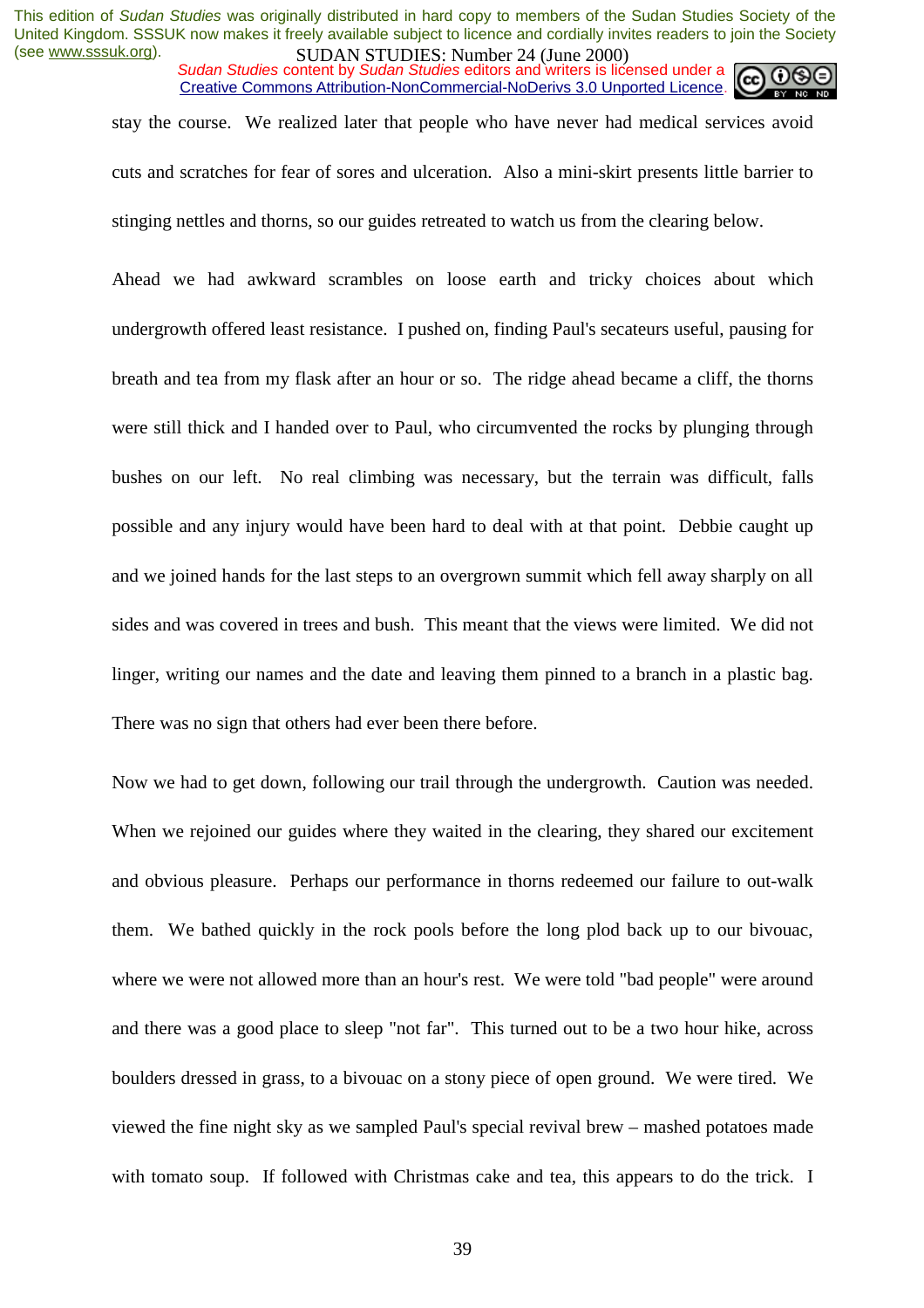stay the course. We realized later that people who have never had medical services avoid cuts and scratches for fear of sores and ulceration. Also a mini-skirt presents little barrier to stinging nettles and thorns, so our guides retreated to watch us from the clearing below.

Ahead we had awkward scrambles on loose earth and tricky choices about which undergrowth offered least resistance. I pushed on, finding Paul's secateurs useful, pausing for breath and tea from my flask after an hour or so. The ridge ahead became a cliff, the thorns were still thick and I handed over to Paul, who circumvented the rocks by plunging through bushes on our left. No real climbing was necessary, but the terrain was difficult, falls possible and any injury would have been hard to deal with at that point. Debbie caught up and we joined hands for the last steps to an overgrown summit which fell away sharply on all sides and was covered in trees and bush. This meant that the views were limited. We did not linger, writing our names and the date and leaving them pinned to a branch in a plastic bag. There was no sign that others had ever been there before.

Now we had to get down, following our trail through the undergrowth. Caution was needed. When we rejoined our guides where they waited in the clearing, they shared our excitement and obvious pleasure. Perhaps our performance in thorns redeemed our failure to out-walk them. We bathed quickly in the rock pools before the long plod back up to our bivouac, where we were not allowed more than an hour's rest. We were told "bad people" were around and there was a good place to sleep "not far". This turned out to be a two hour hike, across boulders dressed in grass, to a bivouac on a stony piece of open ground. We were tired. We viewed the fine night sky as we sampled Paul's special revival brew – mashed potatoes made with tomato soup. If followed with Christmas cake and tea, this appears to do the trick. I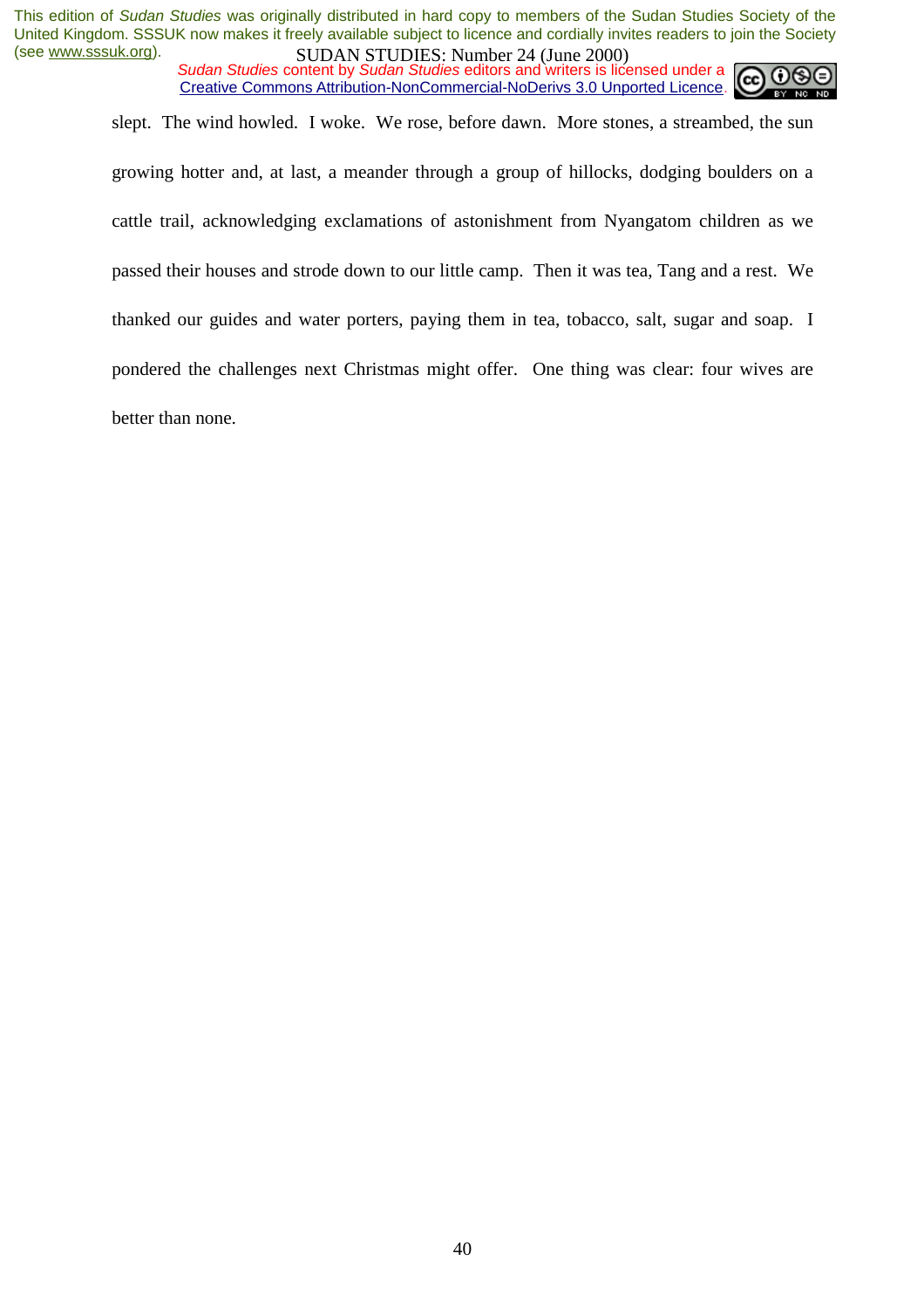slept. The wind howled. I woke. We rose, before dawn. More stones, a streambed, the sun growing hotter and, at last, a meander through a group of hillocks, dodging boulders on a cattle trail, acknowledging exclamations of astonishment from Nyangatom children as we passed their houses and strode down to our little camp. Then it was tea, Tang and a rest. We thanked our guides and water porters, paying them in tea, tobacco, salt, sugar and soap. I pondered the challenges next Christmas might offer. One thing was clear: four wives are better than none.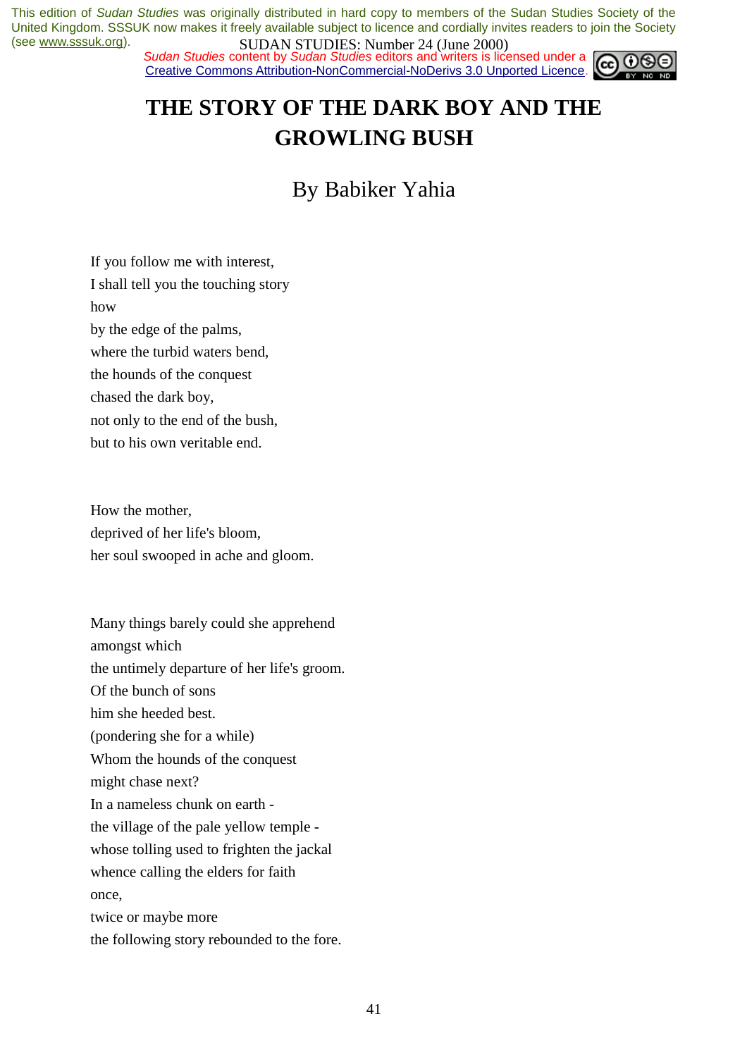# THE STORY OF THE DARK BOY AND THE GROWLING BUSH

## By Babiker Yahia

If you follow me with interest,
I shall tell you the touching story
how
by the edge of the palms,
where the turbid waters bend,
the hounds of the conquest
chased the dark boy,
not only to the end of the bush,
but to his own veritable end.

How the mother,
deprived of her life's bloom,
her soul swooped in ache and gloom.

Many things barely could she apprehend
amongst which
the untimely departure of her life's groom.
Of the bunch of sons
him she heeded best.
(pondering she for a while)
Whom the hounds of the conquest
might chase next?
In a nameless chunk on earth -
the village of the pale yellow temple -
whose tolling used to frighten the jackal
whence calling the elders for faith
once,
twice or maybe more
the following story rebounded to the fore.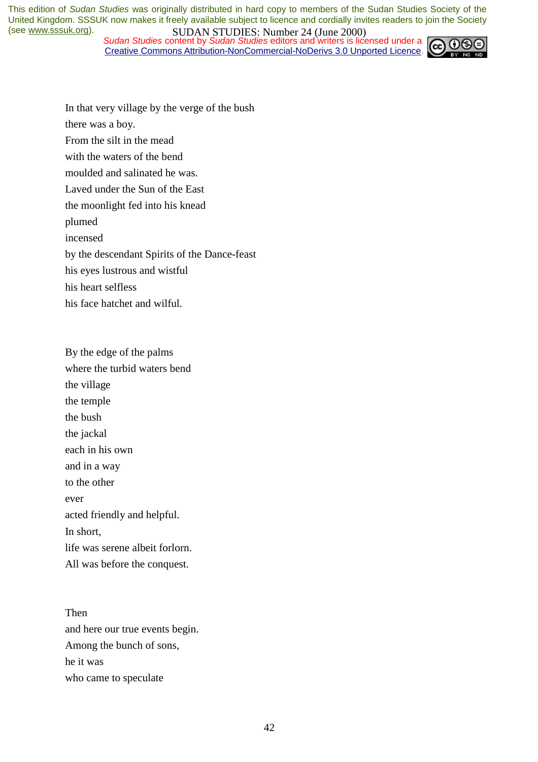In that very village by the verge of the bush
there was a boy.
From the silt in the mead
with the waters of the bend
moulded and salinated he was.
Laved under the Sun of the East
the moonlight fed into his knead
plumed
incensed
by the descendant Spirits of the Dance-feast
his eyes lustrous and wistful
his heart selfless
his face hatchet and wilful.

By the edge of the palms
where the turbid waters bend
the village
the temple
the bush
the jackal
each in his own
and in a way
to the other
ever
acted friendly and helpful.
In short,
life was serene albeit forlorn.
All was before the conquest.

Then
and here our true events begin.
Among the bunch of sons,
he it was
who came to speculate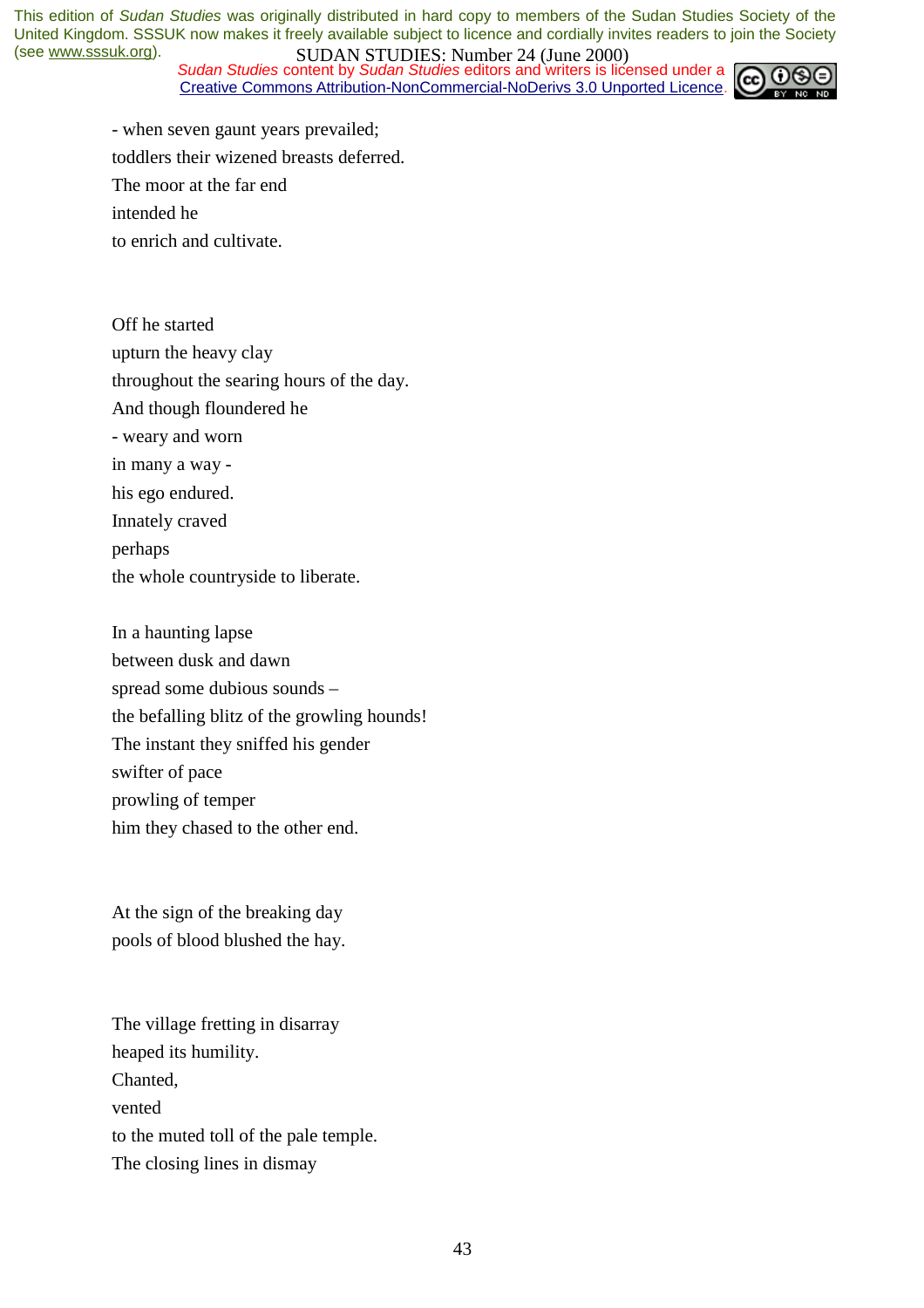- when seven gaunt years prevailed;
toddlers their wizened breasts deferred.
The moor at the far end
intended he
to enrich and cultivate.

Off he started
upturn the heavy clay
throughout the searing hours of the day.
And though floundered he
- weary and worn
in many a way -
his ego endured.
Innately craved
perhaps
the whole countryside to liberate.

In a haunting lapse
between dusk and dawn
spread some dubious sounds –
the befalling blitz of the growling hounds!
The instant they sniffed his gender
swifter of pace
prowling of temper
him they chased to the other end.

At the sign of the breaking day
pools of blood blushed the hay.

The village fretting in disarray
heaped its humility.
Chanted,
vented
to the muted toll of the pale temple.
The closing lines in dismay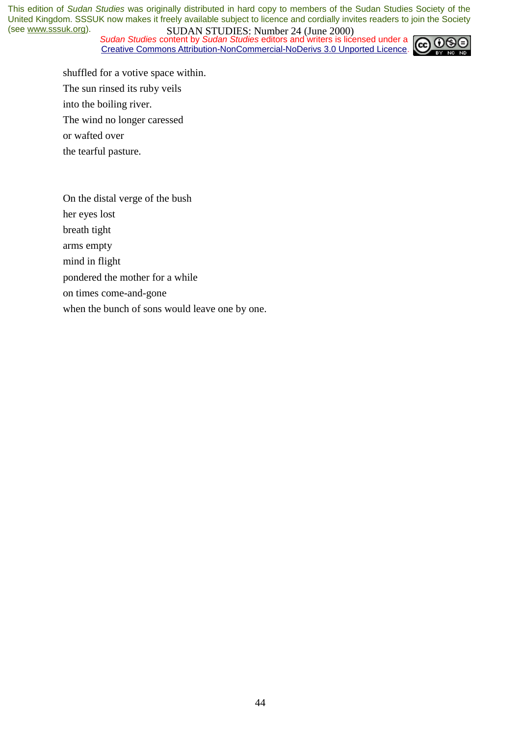shuffled for a votive space within.  
The sun rinsed its ruby veils  
into the boiling river.  
The wind no longer caressed  
or wafted over  
the tearful pasture.

On the distal verge of the bush  
her eyes lost  
breath tight  
arms empty  
mind in flight  
pondered the mother for a while  
on times come-and-gone  
when the bunch of sons would leave one by one.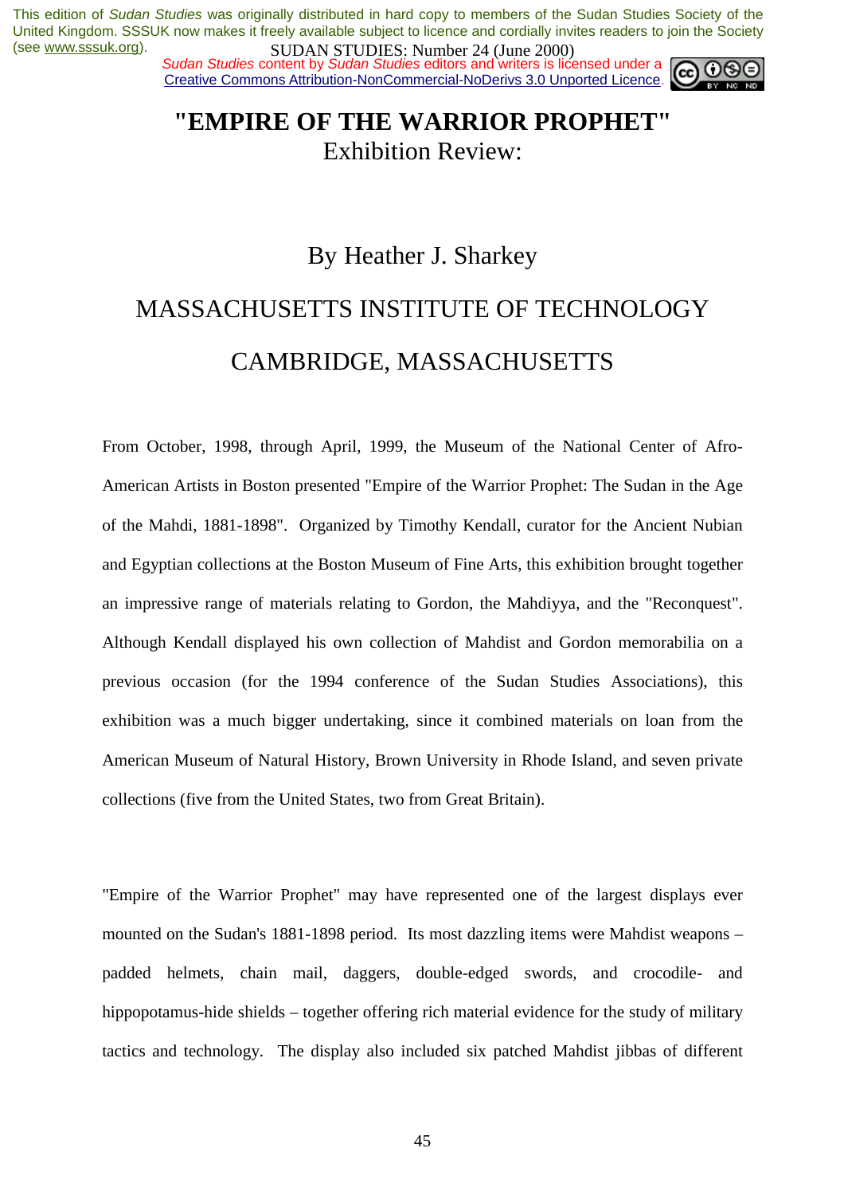This edition of *Sudan Studies* was originally distributed in hard copy to members of the Sudan Studies Society of the United Kingdom. SSSUK now makes it freely available subject to licence and cordially invites readers to join the Society (see www.sssuk.org).

*Sudan Studies* content by *Sudan Studies* editors and writers is licensed under a Creative Commons Attribution-NonCommercial-NoDerivs 3.0 Unported Licence.

# "EMPIRE OF THE WARRIOR PROPHET"

## Exhibition Review:

By Heather J. Sharkey

MASSACHUSETTS INSTITUTE OF TECHNOLOGY

CAMBRIDGE, MASSACHUSETTS

From October, 1998, through April, 1999, the Museum of the National Center of Afro-American Artists in Boston presented "Empire of the Warrior Prophet: The Sudan in the Age of the Mahdi, 1881-1898". Organized by Timothy Kendall, curator for the Ancient Nubian and Egyptian collections at the Boston Museum of Fine Arts, this exhibition brought together an impressive range of materials relating to Gordon, the Mahdiyya, and the "Reconquest". Although Kendall displayed his own collection of Mahdist and Gordon memorabilia on a previous occasion (for the 1994 conference of the Sudan Studies Associations), this exhibition was a much bigger undertaking, since it combined materials on loan from the American Museum of Natural History, Brown University in Rhode Island, and seven private collections (five from the United States, two from Great Britain).

"Empire of the Warrior Prophet" may have represented one of the largest displays ever mounted on the Sudan's 1881-1898 period. Its most dazzling items were Mahdist weapons – padded helmets, chain mail, daggers, double-edged swords, and crocodile- and hippopotamus-hide shields – together offering rich material evidence for the study of military tactics and technology. The display also included six patched Mahdist jibbas of different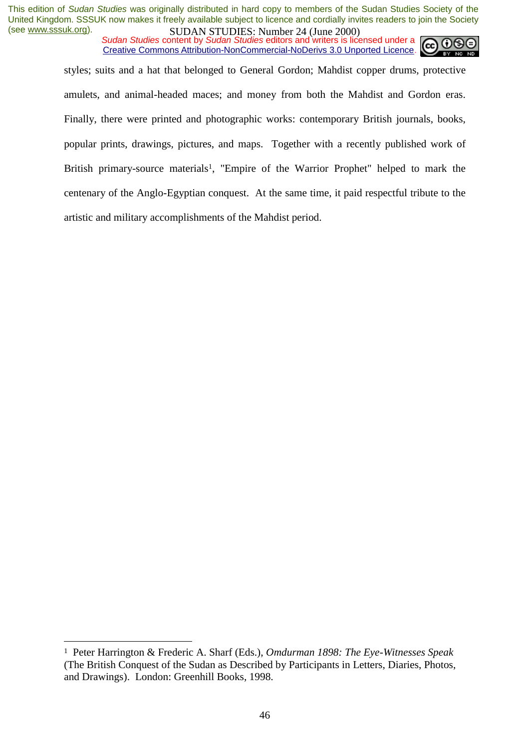styles; suits and a hat that belonged to General Gordon; Mahdist copper drums, protective amulets, and animal-headed maces; and money from both the Mahdist and Gordon eras. Finally, there were printed and photographic works: contemporary British journals, books, popular prints, drawings, pictures, and maps. Together with a recently published work of British primary-source materials[1], "Empire of the Warrior Prophet" helped to mark the centenary of the Anglo-Egyptian conquest. At the same time, it paid respectful tribute to the artistic and military accomplishments of the Mahdist period.

---

[1] Peter Harrington & Frederic A. Sharf (Eds.), *Omdurman 1898: The Eye-Witnesses Speak* (The British Conquest of the Sudan as Described by Participants in Letters, Diaries, Photos, and Drawings). London: Greenhill Books, 1998.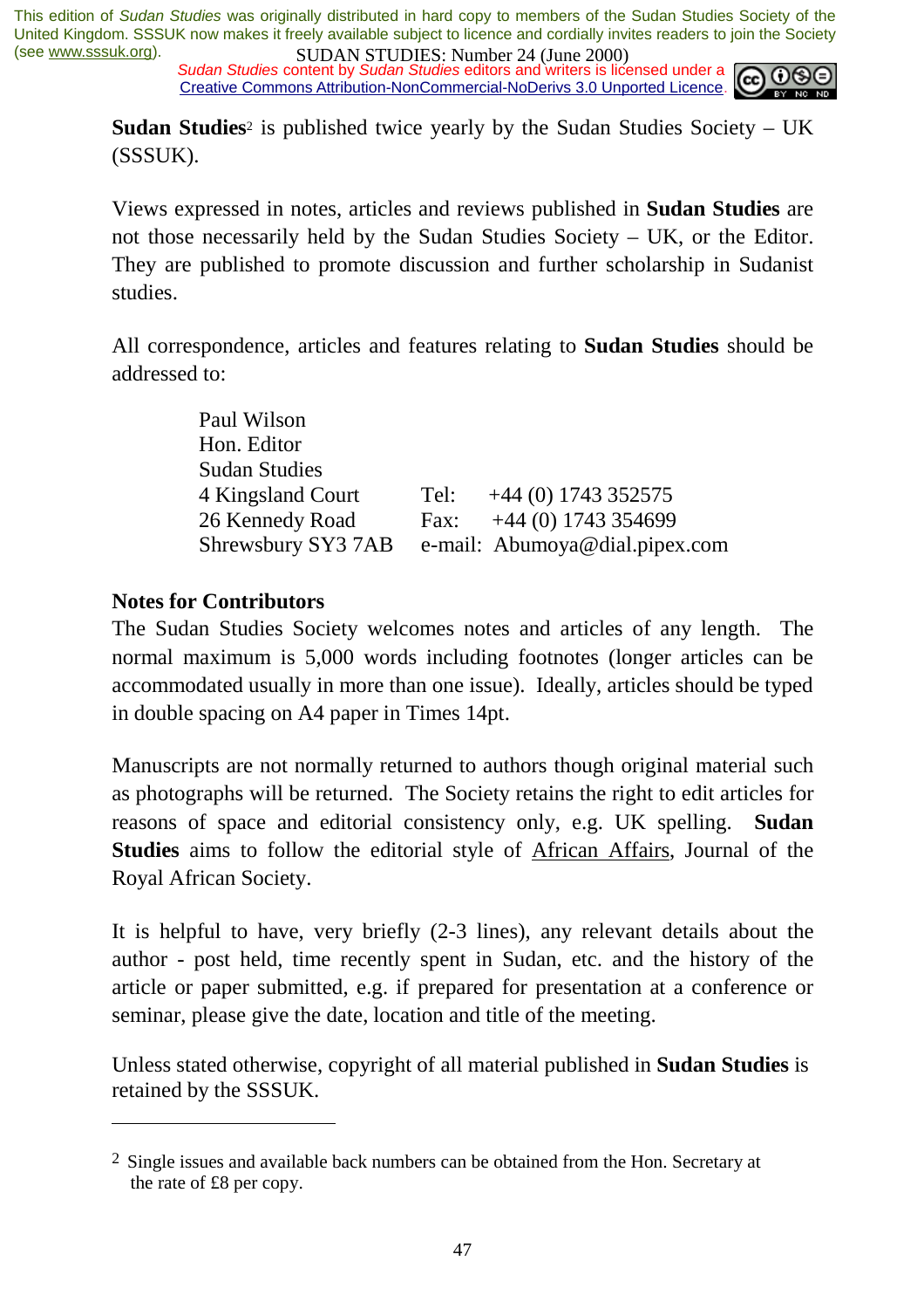**Sudan Studies**[2] is published twice yearly by the Sudan Studies Society – UK (SSSUK).

Views expressed in notes, articles and reviews published in **Sudan Studies** are not those necessarily held by the Sudan Studies Society – UK, or the Editor. They are published to promote discussion and further scholarship in Sudanist studies.

All correspondence, articles and features relating to **Sudan Studies** should be addressed to:

Paul Wilson
Hon. Editor
Sudan Studies
4 Kingsland Court — Tel: +44 (0) 1743 352575
26 Kennedy Road — Fax: +44 (0) 1743 354699
Shrewsbury SY3 7AB — e-mail: Abumoya@dial.pipex.com

**Notes for Contributors**

The Sudan Studies Society welcomes notes and articles of any length. The normal maximum is 5,000 words including footnotes (longer articles can be accommodated usually in more than one issue). Ideally, articles should be typed in double spacing on A4 paper in Times 14pt.

Manuscripts are not normally returned to authors though original material such as photographs will be returned. The Society retains the right to edit articles for reasons of space and editorial consistency only, e.g. UK spelling. **Sudan Studies** aims to follow the editorial style of African Affairs, Journal of the Royal African Society.

It is helpful to have, very briefly (2-3 lines), any relevant details about the author - post held, time recently spent in Sudan, etc. and the history of the article or paper submitted, e.g. if prepared for presentation at a conference or seminar, please give the date, location and title of the meeting.

Unless stated otherwise, copyright of all material published in **Sudan Studies** is retained by the SSSUK.

---

[2] Single issues and available back numbers can be obtained from the Hon. Secretary at the rate of £8 per copy.